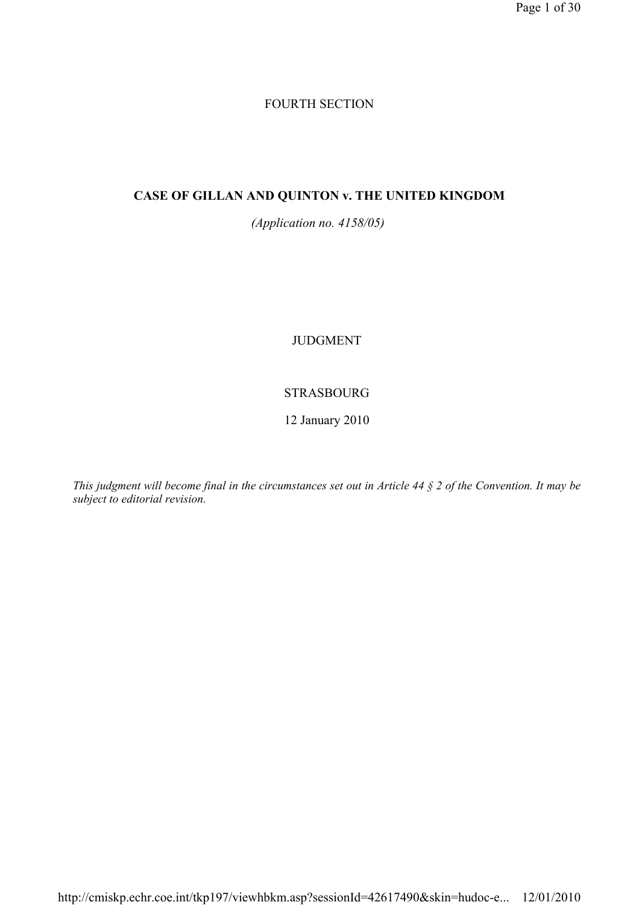FOURTH SECTION

# CASE OF GILLAN AND QUINTON v. THE UNITED KINGDOM

*(Application no. 4158/05)*

JUDGMENT

STRASBOURG

12 January 2010

*This judgment will become final in the circumstances set out in Article 44 § 2 of the Convention. It may be subject to editorial revision.*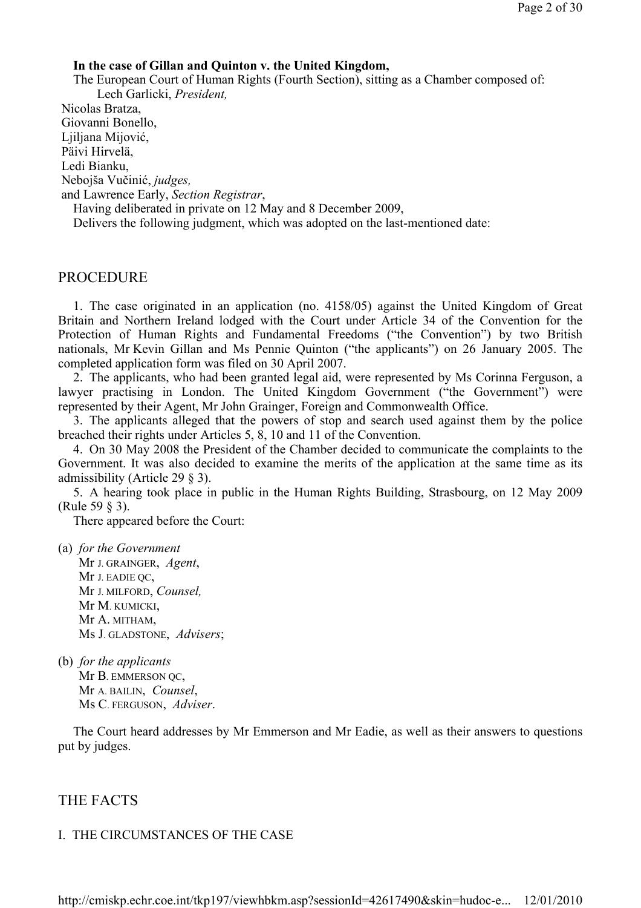**In the case of Gillan and Quinton v. the United Kingdom,**

The European Court of Human Rights (Fourth Section), sitting as a Chamber composed of:

Lech Garlicki, *President,*
Nicolas Bratza,
Giovanni Bonello,
Ljiljana Mijović,
Päivi Hirvelä,
Ledi Bianku,
Nebojša Vučinić, *judges,*
and Lawrence Early, *Section Registrar*,

Having deliberated in private on 12 May and 8 December 2009,

Delivers the following judgment, which was adopted on the last-mentioned date:

## PROCEDURE

1. The case originated in an application (no. 4158/05) against the United Kingdom of Great Britain and Northern Ireland lodged with the Court under Article 34 of the Convention for the Protection of Human Rights and Fundamental Freedoms ("the Convention") by two British nationals, Mr Kevin Gillan and Ms Pennie Quinton ("the applicants") on 26 January 2005. The completed application form was filed on 30 April 2007.

2. The applicants, who had been granted legal aid, were represented by Ms Corinna Ferguson, a lawyer practising in London. The United Kingdom Government ("the Government") were represented by their Agent, Mr John Grainger, Foreign and Commonwealth Office.

3. The applicants alleged that the powers of stop and search used against them by the police breached their rights under Articles 5, 8, 10 and 11 of the Convention.

4. On 30 May 2008 the President of the Chamber decided to communicate the complaints to the Government. It was also decided to examine the merits of the application at the same time as its admissibility (Article 29 § 3).

5. A hearing took place in public in the Human Rights Building, Strasbourg, on 12 May 2009 (Rule 59 § 3).

There appeared before the Court:

(a) *for the Government*
Mr J. GRAINGER, *Agent*,
Mr J. EADIE QC,
Mr J. MILFORD, *Counsel,*
Mr M. KUMICKI,
Mr A. MITHAM,
Ms J. GLADSTONE, *Advisers*;

(b) *for the applicants*
Mr B. EMMERSON QC,
Mr A. BAILIN, *Counsel*,
Ms C. FERGUSON, *Adviser*.

The Court heard addresses by Mr Emmerson and Mr Eadie, as well as their answers to questions put by judges.

## THE FACTS

### I. THE CIRCUMSTANCES OF THE CASE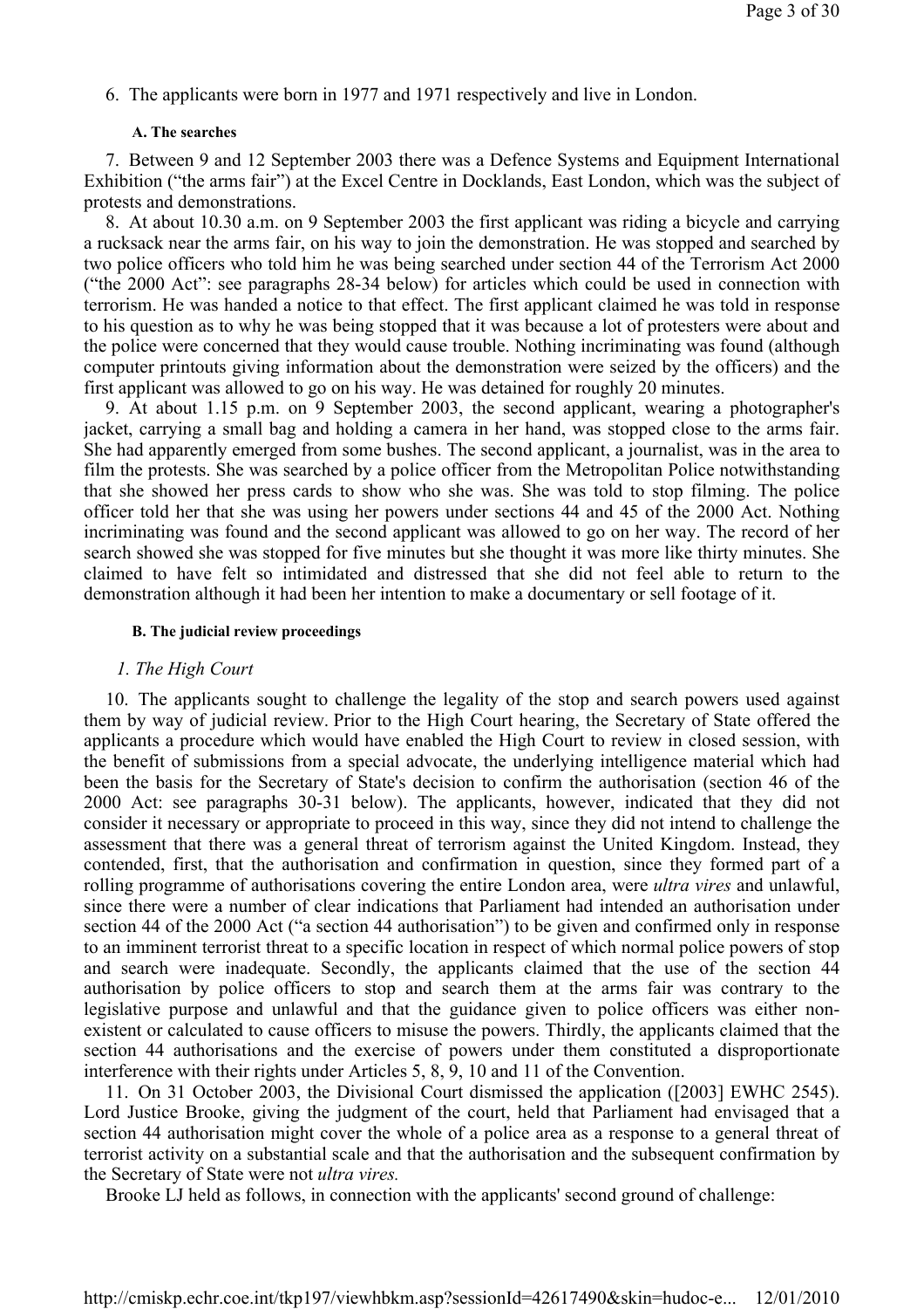6. The applicants were born in 1977 and 1971 respectively and live in London.

#### A. The searches

7. Between 9 and 12 September 2003 there was a Defence Systems and Equipment International Exhibition ("the arms fair") at the Excel Centre in Docklands, East London, which was the subject of protests and demonstrations.

8. At about 10.30 a.m. on 9 September 2003 the first applicant was riding a bicycle and carrying a rucksack near the arms fair, on his way to join the demonstration. He was stopped and searched by two police officers who told him he was being searched under section 44 of the Terrorism Act 2000 ("the 2000 Act": see paragraphs 28-34 below) for articles which could be used in connection with terrorism. He was handed a notice to that effect. The first applicant claimed he was told in response to his question as to why he was being stopped that it was because a lot of protesters were about and the police were concerned that they would cause trouble. Nothing incriminating was found (although computer printouts giving information about the demonstration were seized by the officers) and the first applicant was allowed to go on his way. He was detained for roughly 20 minutes.

9. At about 1.15 p.m. on 9 September 2003, the second applicant, wearing a photographer's jacket, carrying a small bag and holding a camera in her hand, was stopped close to the arms fair. She had apparently emerged from some bushes. The second applicant, a journalist, was in the area to film the protests. She was searched by a police officer from the Metropolitan Police notwithstanding that she showed her press cards to show who she was. She was told to stop filming. The police officer told her that she was using her powers under sections 44 and 45 of the 2000 Act. Nothing incriminating was found and the second applicant was allowed to go on her way. The record of her search showed she was stopped for five minutes but she thought it was more like thirty minutes. She claimed to have felt so intimidated and distressed that she did not feel able to return to the demonstration although it had been her intention to make a documentary or sell footage of it.

#### B. The judicial review proceedings

##### *1. The High Court*

10. The applicants sought to challenge the legality of the stop and search powers used against them by way of judicial review. Prior to the High Court hearing, the Secretary of State offered the applicants a procedure which would have enabled the High Court to review in closed session, with the benefit of submissions from a special advocate, the underlying intelligence material which had been the basis for the Secretary of State's decision to confirm the authorisation (section 46 of the 2000 Act: see paragraphs 30-31 below). The applicants, however, indicated that they did not consider it necessary or appropriate to proceed in this way, since they did not intend to challenge the assessment that there was a general threat of terrorism against the United Kingdom. Instead, they contended, first, that the authorisation and confirmation in question, since they formed part of a rolling programme of authorisations covering the entire London area, were *ultra vires* and unlawful, since there were a number of clear indications that Parliament had intended an authorisation under section 44 of the 2000 Act ("a section 44 authorisation") to be given and confirmed only in response to an imminent terrorist threat to a specific location in respect of which normal police powers of stop and search were inadequate. Secondly, the applicants claimed that the use of the section 44 authorisation by police officers to stop and search them at the arms fair was contrary to the legislative purpose and unlawful and that the guidance given to police officers was either non-existent or calculated to cause officers to misuse the powers. Thirdly, the applicants claimed that the section 44 authorisations and the exercise of powers under them constituted a disproportionate interference with their rights under Articles 5, 8, 9, 10 and 11 of the Convention.

11. On 31 October 2003, the Divisional Court dismissed the application ([2003] EWHC 2545). Lord Justice Brooke, giving the judgment of the court, held that Parliament had envisaged that a section 44 authorisation might cover the whole of a police area as a response to a general threat of terrorist activity on a substantial scale and that the authorisation and the subsequent confirmation by the Secretary of State were not *ultra vires.*

Brooke LJ held as follows, in connection with the applicants' second ground of challenge: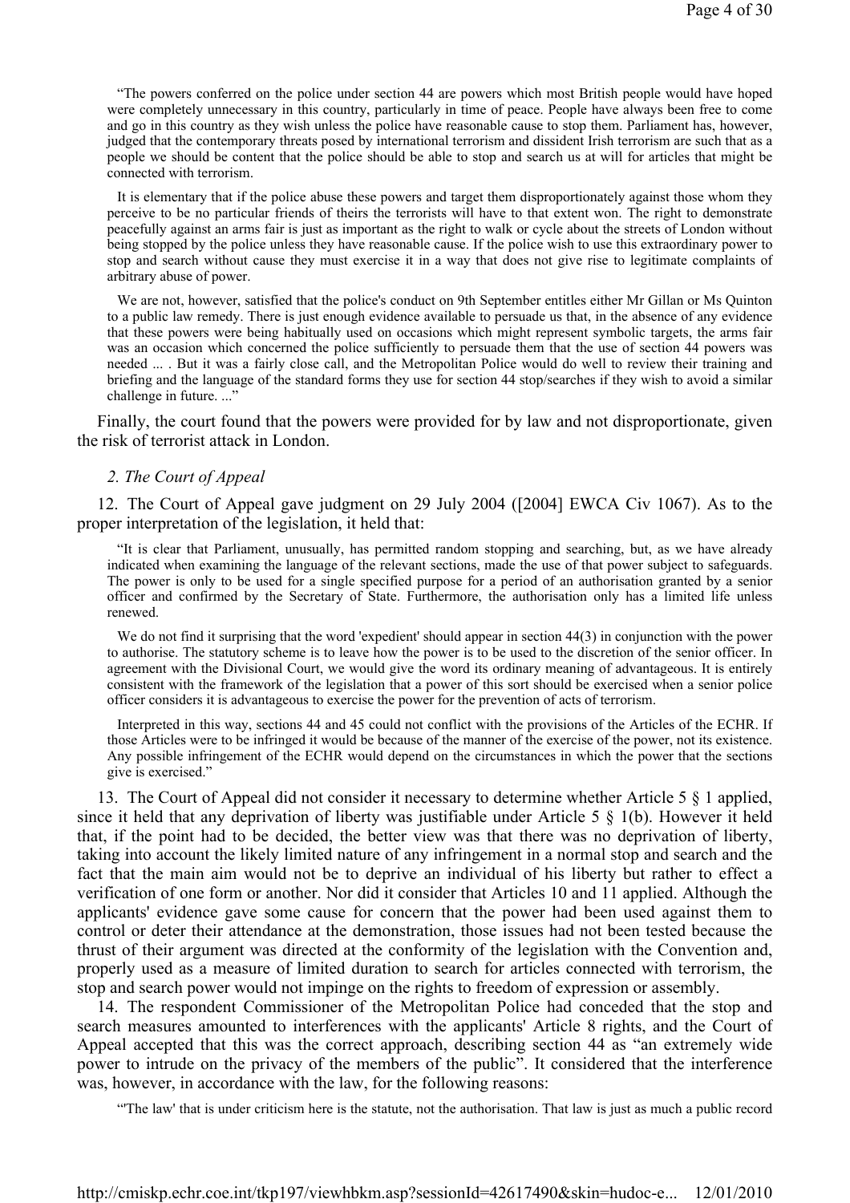"The powers conferred on the police under section 44 are powers which most British people would have hoped were completely unnecessary in this country, particularly in time of peace. People have always been free to come and go in this country as they wish unless the police have reasonable cause to stop them. Parliament has, however, judged that the contemporary threats posed by international terrorism and dissident Irish terrorism are such that as a people we should be content that the police should be able to stop and search us at will for articles that might be connected with terrorism.

It is elementary that if the police abuse these powers and target them disproportionately against those whom they perceive to be no particular friends of theirs the terrorists will have to that extent won. The right to demonstrate peacefully against an arms fair is just as important as the right to walk or cycle about the streets of London without being stopped by the police unless they have reasonable cause. If the police wish to use this extraordinary power to stop and search without cause they must exercise it in a way that does not give rise to legitimate complaints of arbitrary abuse of power.

We are not, however, satisfied that the police's conduct on 9th September entitles either Mr Gillan or Ms Quinton to a public law remedy. There is just enough evidence available to persuade us that, in the absence of any evidence that these powers were being habitually used on occasions which might represent symbolic targets, the arms fair was an occasion which concerned the police sufficiently to persuade them that the use of section 44 powers was needed ... . But it was a fairly close call, and the Metropolitan Police would do well to review their training and briefing and the language of the standard forms they use for section 44 stop/searches if they wish to avoid a similar challenge in future. ..."

Finally, the court found that the powers were provided for by law and not disproportionate, given the risk of terrorist attack in London.

### *2. The Court of Appeal*

12. The Court of Appeal gave judgment on 29 July 2004 ([2004] EWCA Civ 1067). As to the proper interpretation of the legislation, it held that:

"It is clear that Parliament, unusually, has permitted random stopping and searching, but, as we have already indicated when examining the language of the relevant sections, made the use of that power subject to safeguards. The power is only to be used for a single specified purpose for a period of an authorisation granted by a senior officer and confirmed by the Secretary of State. Furthermore, the authorisation only has a limited life unless renewed.

We do not find it surprising that the word 'expedient' should appear in section 44(3) in conjunction with the power to authorise. The statutory scheme is to leave how the power is to be used to the discretion of the senior officer. In agreement with the Divisional Court, we would give the word its ordinary meaning of advantageous. It is entirely consistent with the framework of the legislation that a power of this sort should be exercised when a senior police officer considers it is advantageous to exercise the power for the prevention of acts of terrorism.

Interpreted in this way, sections 44 and 45 could not conflict with the provisions of the Articles of the ECHR. If those Articles were to be infringed it would be because of the manner of the exercise of the power, not its existence. Any possible infringement of the ECHR would depend on the circumstances in which the power that the sections give is exercised."

13. The Court of Appeal did not consider it necessary to determine whether Article 5 § 1 applied, since it held that any deprivation of liberty was justifiable under Article 5 § 1(b). However it held that, if the point had to be decided, the better view was that there was no deprivation of liberty, taking into account the likely limited nature of any infringement in a normal stop and search and the fact that the main aim would not be to deprive an individual of his liberty but rather to effect a verification of one form or another. Nor did it consider that Articles 10 and 11 applied. Although the applicants' evidence gave some cause for concern that the power had been used against them to control or deter their attendance at the demonstration, those issues had not been tested because the thrust of their argument was directed at the conformity of the legislation with the Convention and, properly used as a measure of limited duration to search for articles connected with terrorism, the stop and search power would not impinge on the rights to freedom of expression or assembly.

14. The respondent Commissioner of the Metropolitan Police had conceded that the stop and search measures amounted to interferences with the applicants' Article 8 rights, and the Court of Appeal accepted that this was the correct approach, describing section 44 as "an extremely wide power to intrude on the privacy of the members of the public". It considered that the interference was, however, in accordance with the law, for the following reasons:

"'The law' that is under criticism here is the statute, not the authorisation. That law is just as much a public record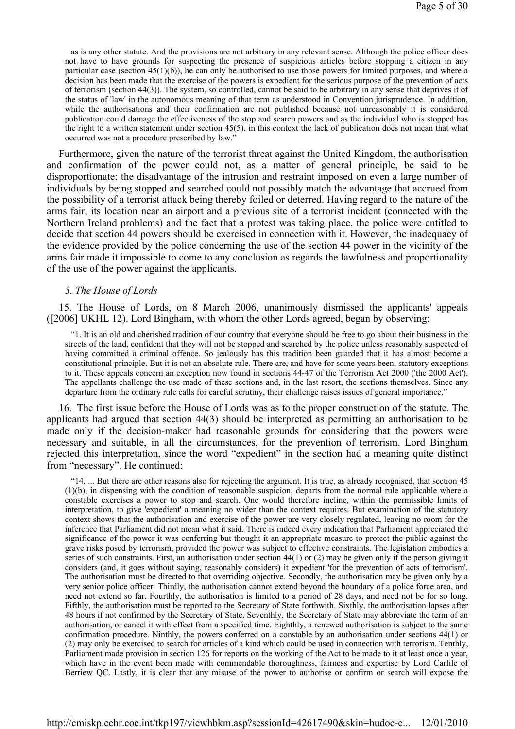as is any other statute. And the provisions are not arbitrary in any relevant sense. Although the police officer does not have to have grounds for suspecting the presence of suspicious articles before stopping a citizen in any particular case (section 45(1)(b)), he can only be authorised to use those powers for limited purposes, and where a decision has been made that the exercise of the powers is expedient for the serious purpose of the prevention of acts of terrorism (section 44(3)). The system, so controlled, cannot be said to be arbitrary in any sense that deprives it of the status of 'law' in the autonomous meaning of that term as understood in Convention jurisprudence. In addition, while the authorisations and their confirmation are not published because not unreasonably it is considered publication could damage the effectiveness of the stop and search powers and as the individual who is stopped has the right to a written statement under section 45(5), in this context the lack of publication does not mean that what occurred was not a procedure prescribed by law."

Furthermore, given the nature of the terrorist threat against the United Kingdom, the authorisation and confirmation of the power could not, as a matter of general principle, be said to be disproportionate: the disadvantage of the intrusion and restraint imposed on even a large number of individuals by being stopped and searched could not possibly match the advantage that accrued from the possibility of a terrorist attack being thereby foiled or deterred. Having regard to the nature of the arms fair, its location near an airport and a previous site of a terrorist incident (connected with the Northern Ireland problems) and the fact that a protest was taking place, the police were entitled to decide that section 44 powers should be exercised in connection with it. However, the inadequacy of the evidence provided by the police concerning the use of the section 44 power in the vicinity of the arms fair made it impossible to come to any conclusion as regards the lawfulness and proportionality of the use of the power against the applicants.

### *3. The House of Lords*

15. The House of Lords, on 8 March 2006, unanimously dismissed the applicants' appeals ([2006] UKHL 12). Lord Bingham, with whom the other Lords agreed, began by observing:

> "1. It is an old and cherished tradition of our country that everyone should be free to go about their business in the streets of the land, confident that they will not be stopped and searched by the police unless reasonably suspected of having committed a criminal offence. So jealously has this tradition been guarded that it has almost become a constitutional principle. But it is not an absolute rule. There are, and have for some years been, statutory exceptions to it. These appeals concern an exception now found in sections 44-47 of the Terrorism Act 2000 ('the 2000 Act'). The appellants challenge the use made of these sections and, in the last resort, the sections themselves. Since any departure from the ordinary rule calls for careful scrutiny, their challenge raises issues of general importance."

16. The first issue before the House of Lords was as to the proper construction of the statute. The applicants had argued that section 44(3) should be interpreted as permitting an authorisation to be made only if the decision-maker had reasonable grounds for considering that the powers were necessary and suitable, in all the circumstances, for the prevention of terrorism. Lord Bingham rejected this interpretation, since the word "expedient" in the section had a meaning quite distinct from "necessary". He continued:

> "14. ... But there are other reasons also for rejecting the argument. It is true, as already recognised, that section 45 (1)(b), in dispensing with the condition of reasonable suspicion, departs from the normal rule applicable where a constable exercises a power to stop and search. One would therefore incline, within the permissible limits of interpretation, to give 'expedient' a meaning no wider than the context requires. But examination of the statutory context shows that the authorisation and exercise of the power are very closely regulated, leaving no room for the inference that Parliament did not mean what it said. There is indeed every indication that Parliament appreciated the significance of the power it was conferring but thought it an appropriate measure to protect the public against the grave risks posed by terrorism, provided the power was subject to effective constraints. The legislation embodies a series of such constraints. First, an authorisation under section 44(1) or (2) may be given only if the person giving it considers (and, it goes without saying, reasonably considers) it expedient 'for the prevention of acts of terrorism'. The authorisation must be directed to that overriding objective. Secondly, the authorisation may be given only by a very senior police officer. Thirdly, the authorisation cannot extend beyond the boundary of a police force area, and need not extend so far. Fourthly, the authorisation is limited to a period of 28 days, and need not be for so long. Fifthly, the authorisation must be reported to the Secretary of State forthwith. Sixthly, the authorisation lapses after 48 hours if not confirmed by the Secretary of State. Seventhly, the Secretary of State may abbreviate the term of an authorisation, or cancel it with effect from a specified time. Eighthly, a renewed authorisation is subject to the same confirmation procedure. Ninthly, the powers conferred on a constable by an authorisation under sections 44(1) or (2) may only be exercised to search for articles of a kind which could be used in connection with terrorism. Tenthly, Parliament made provision in section 126 for reports on the working of the Act to be made to it at least once a year, which have in the event been made with commendable thoroughness, fairness and expertise by Lord Carlile of Berriew QC. Lastly, it is clear that any misuse of the power to authorise or confirm or search will expose the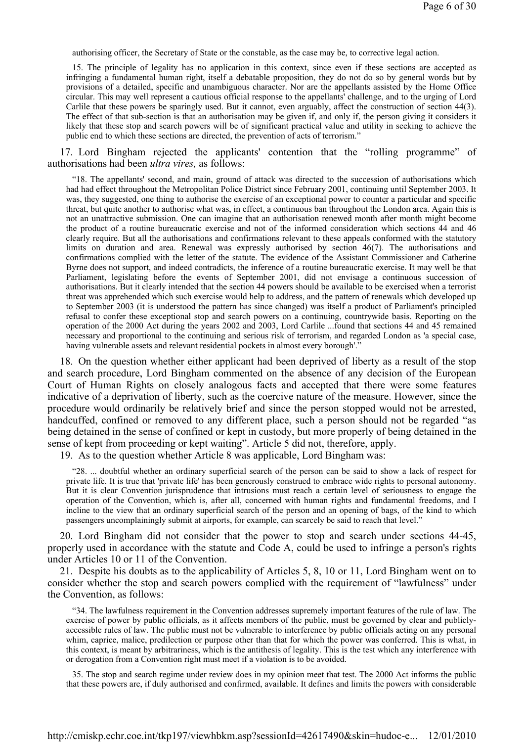authorising officer, the Secretary of State or the constable, as the case may be, to corrective legal action.

> 15. The principle of legality has no application in this context, since even if these sections are accepted as infringing a fundamental human right, itself a debatable proposition, they do not do so by general words but by provisions of a detailed, specific and unambiguous character. Nor are the appellants assisted by the Home Office circular. This may well represent a cautious official response to the appellants' challenge, and to the urging of Lord Carlile that these powers be sparingly used. But it cannot, even arguably, affect the construction of section 44(3). The effect of that sub-section is that an authorisation may be given if, and only if, the person giving it considers it likely that these stop and search powers will be of significant practical value and utility in seeking to achieve the public end to which these sections are directed, the prevention of acts of terrorism."

17. Lord Bingham rejected the applicants' contention that the "rolling programme" of authorisations had been *ultra vires,* as follows:

> "18. The appellants' second, and main, ground of attack was directed to the succession of authorisations which had had effect throughout the Metropolitan Police District since February 2001, continuing until September 2003. It was, they suggested, one thing to authorise the exercise of an exceptional power to counter a particular and specific threat, but quite another to authorise what was, in effect, a continuous ban throughout the London area. Again this is not an unattractive submission. One can imagine that an authorisation renewed month after month might become the product of a routine bureaucratic exercise and not of the informed consideration which sections 44 and 46 clearly require. But all the authorisations and confirmations relevant to these appeals conformed with the statutory limits on duration and area. Renewal was expressly authorised by section 46(7). The authorisations and confirmations complied with the letter of the statute. The evidence of the Assistant Commissioner and Catherine Byrne does not support, and indeed contradicts, the inference of a routine bureaucratic exercise. It may well be that Parliament, legislating before the events of September 2001, did not envisage a continuous succession of authorisations. But it clearly intended that the section 44 powers should be available to be exercised when a terrorist threat was apprehended which such exercise would help to address, and the pattern of renewals which developed up to September 2003 (it is understood the pattern has since changed) was itself a product of Parliament's principled refusal to confer these exceptional stop and search powers on a continuing, countrywide basis. Reporting on the operation of the 2000 Act during the years 2002 and 2003, Lord Carlile ...found that sections 44 and 45 remained necessary and proportional to the continuing and serious risk of terrorism, and regarded London as 'a special case, having vulnerable assets and relevant residential pockets in almost every borough'."

18. On the question whether either applicant had been deprived of liberty as a result of the stop and search procedure, Lord Bingham commented on the absence of any decision of the European Court of Human Rights on closely analogous facts and accepted that there were some features indicative of a deprivation of liberty, such as the coercive nature of the measure. However, since the procedure would ordinarily be relatively brief and since the person stopped would not be arrested, handcuffed, confined or removed to any different place, such a person should not be regarded "as being detained in the sense of confined or kept in custody, but more properly of being detained in the sense of kept from proceeding or kept waiting". Article 5 did not, therefore, apply.

19. As to the question whether Article 8 was applicable, Lord Bingham was:

> "28. ... doubtful whether an ordinary superficial search of the person can be said to show a lack of respect for private life. It is true that 'private life' has been generously construed to embrace wide rights to personal autonomy. But it is clear Convention jurisprudence that intrusions must reach a certain level of seriousness to engage the operation of the Convention, which is, after all, concerned with human rights and fundamental freedoms, and I incline to the view that an ordinary superficial search of the person and an opening of bags, of the kind to which passengers uncomplainingly submit at airports, for example, can scarcely be said to reach that level."

20. Lord Bingham did not consider that the power to stop and search under sections 44-45, properly used in accordance with the statute and Code A, could be used to infringe a person's rights under Articles 10 or 11 of the Convention.

21. Despite his doubts as to the applicability of Articles 5, 8, 10 or 11, Lord Bingham went on to consider whether the stop and search powers complied with the requirement of "lawfulness" under the Convention, as follows:

> "34. The lawfulness requirement in the Convention addresses supremely important features of the rule of law. The exercise of power by public officials, as it affects members of the public, must be governed by clear and publicly-accessible rules of law. The public must not be vulnerable to interference by public officials acting on any personal whim, caprice, malice, predilection or purpose other than that for which the power was conferred. This is what, in this context, is meant by arbitrariness, which is the antithesis of legality. This is the test which any interference with or derogation from a Convention right must meet if a violation is to be avoided.
>
> 35. The stop and search regime under review does in my opinion meet that test. The 2000 Act informs the public that these powers are, if duly authorised and confirmed, available. It defines and limits the powers with considerable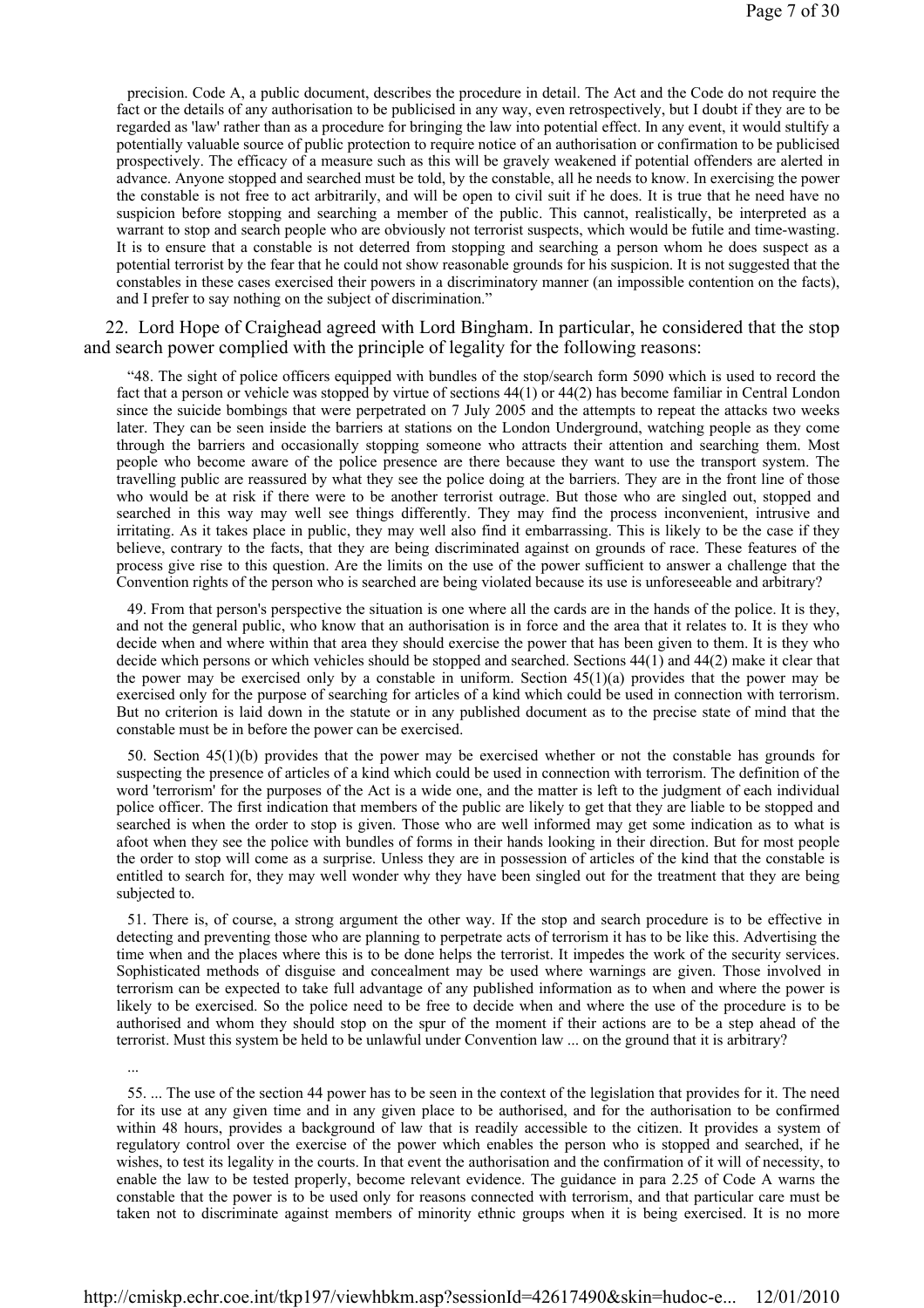precision. Code A, a public document, describes the procedure in detail. The Act and the Code do not require the fact or the details of any authorisation to be publicised in any way, even retrospectively, but I doubt if they are to be regarded as 'law' rather than as a procedure for bringing the law into potential effect. In any event, it would stultify a potentially valuable source of public protection to require notice of an authorisation or confirmation to be publicised prospectively. The efficacy of a measure such as this will be gravely weakened if potential offenders are alerted in advance. Anyone stopped and searched must be told, by the constable, all he needs to know. In exercising the power the constable is not free to act arbitrarily, and will be open to civil suit if he does. It is true that he need have no suspicion before stopping and searching a member of the public. This cannot, realistically, be interpreted as a warrant to stop and search people who are obviously not terrorist suspects, which would be futile and time-wasting. It is to ensure that a constable is not deterred from stopping and searching a person whom he does suspect as a potential terrorist by the fear that he could not show reasonable grounds for his suspicion. It is not suggested that the constables in these cases exercised their powers in a discriminatory manner (an impossible contention on the facts), and I prefer to say nothing on the subject of discrimination."

22. Lord Hope of Craighead agreed with Lord Bingham. In particular, he considered that the stop and search power complied with the principle of legality for the following reasons:

"48. The sight of police officers equipped with bundles of the stop/search form 5090 which is used to record the fact that a person or vehicle was stopped by virtue of sections 44(1) or 44(2) has become familiar in Central London since the suicide bombings that were perpetrated on 7 July 2005 and the attempts to repeat the attacks two weeks later. They can be seen inside the barriers at stations on the London Underground, watching people as they come through the barriers and occasionally stopping someone who attracts their attention and searching them. Most people who become aware of the police presence are there because they want to use the transport system. The travelling public are reassured by what they see the police doing at the barriers. They are in the front line of those who would be at risk if there were to be another terrorist outrage. But those who are singled out, stopped and searched in this way may well see things differently. They may find the process inconvenient, intrusive and irritating. As it takes place in public, they may well also find it embarrassing. This is likely to be the case if they believe, contrary to the facts, that they are being discriminated against on grounds of race. These features of the process give rise to this question. Are the limits on the use of the power sufficient to answer a challenge that the Convention rights of the person who is searched are being violated because its use is unforeseeable and arbitrary?

49. From that person's perspective the situation is one where all the cards are in the hands of the police. It is they, and not the general public, who know that an authorisation is in force and the area that it relates to. It is they who decide when and where within that area they should exercise the power that has been given to them. It is they who decide which persons or which vehicles should be stopped and searched. Sections 44(1) and 44(2) make it clear that the power may be exercised only by a constable in uniform. Section 45(1)(a) provides that the power may be exercised only for the purpose of searching for articles of a kind which could be used in connection with terrorism. But no criterion is laid down in the statute or in any published document as to the precise state of mind that the constable must be in before the power can be exercised.

50. Section 45(1)(b) provides that the power may be exercised whether or not the constable has grounds for suspecting the presence of articles of a kind which could be used in connection with terrorism. The definition of the word 'terrorism' for the purposes of the Act is a wide one, and the matter is left to the judgment of each individual police officer. The first indication that members of the public are likely to get that they are liable to be stopped and searched is when the order to stop is given. Those who are well informed may get some indication as to what is afoot when they see the police with bundles of forms in their hands looking in their direction. But for most people the order to stop will come as a surprise. Unless they are in possession of articles of the kind that the constable is entitled to search for, they may well wonder why they have been singled out for the treatment that they are being subjected to.

51. There is, of course, a strong argument the other way. If the stop and search procedure is to be effective in detecting and preventing those who are planning to perpetrate acts of terrorism it has to be like this. Advertising the time when and the places where this is to be done helps the terrorist. It impedes the work of the security services. Sophisticated methods of disguise and concealment may be used where warnings are given. Those involved in terrorism can be expected to take full advantage of any published information as to when and where the power is likely to be exercised. So the police need to be free to decide when and where the use of the procedure is to be authorised and whom they should stop on the spur of the moment if their actions are to be a step ahead of the terrorist. Must this system be held to be unlawful under Convention law ... on the ground that it is arbitrary?

...

55. ... The use of the section 44 power has to be seen in the context of the legislation that provides for it. The need for its use at any given time and in any given place to be authorised, and for the authorisation to be confirmed within 48 hours, provides a background of law that is readily accessible to the citizen. It provides a system of regulatory control over the exercise of the power which enables the person who is stopped and searched, if he wishes, to test its legality in the courts. In that event the authorisation and the confirmation of it will of necessity, to enable the law to be tested properly, become relevant evidence. The guidance in para 2.25 of Code A warns the constable that the power is to be used only for reasons connected with terrorism, and that particular care must be taken not to discriminate against members of minority ethnic groups when it is being exercised. It is no more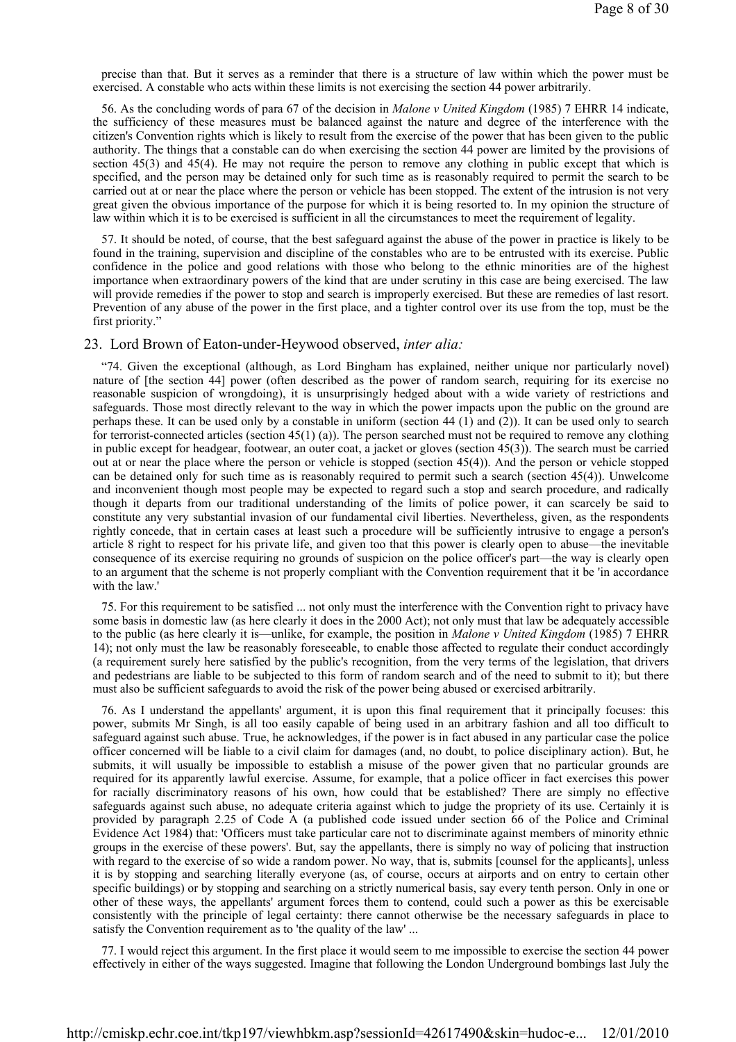precise than that. But it serves as a reminder that there is a structure of law within which the power must be exercised. A constable who acts within these limits is not exercising the section 44 power arbitrarily.

56. As the concluding words of para 67 of the decision in *Malone v United Kingdom* (1985) 7 EHRR 14 indicate, the sufficiency of these measures must be balanced against the nature and degree of the interference with the citizen's Convention rights which is likely to result from the exercise of the power that has been given to the public authority. The things that a constable can do when exercising the section 44 power are limited by the provisions of section 45(3) and 45(4). He may not require the person to remove any clothing in public except that which is specified, and the person may be detained only for such time as is reasonably required to permit the search to be carried out at or near the place where the person or vehicle has been stopped. The extent of the intrusion is not very great given the obvious importance of the purpose for which it is being resorted to. In my opinion the structure of law within which it is to be exercised is sufficient in all the circumstances to meet the requirement of legality.

57. It should be noted, of course, that the best safeguard against the abuse of the power in practice is likely to be found in the training, supervision and discipline of the constables who are to be entrusted with its exercise. Public confidence in the police and good relations with those who belong to the ethnic minorities are of the highest importance when extraordinary powers of the kind that are under scrutiny in this case are being exercised. The law will provide remedies if the power to stop and search is improperly exercised. But these are remedies of last resort. Prevention of any abuse of the power in the first place, and a tighter control over its use from the top, must be the first priority."

23. Lord Brown of Eaton-under-Heywood observed, *inter alia:*

"74. Given the exceptional (although, as Lord Bingham has explained, neither unique nor particularly novel) nature of [the section 44] power (often described as the power of random search, requiring for its exercise no reasonable suspicion of wrongdoing), it is unsurprisingly hedged about with a wide variety of restrictions and safeguards. Those most directly relevant to the way in which the power impacts upon the public on the ground are perhaps these. It can be used only by a constable in uniform (section 44 (1) and (2)). It can be used only to search for terrorist-connected articles (section 45(1) (a)). The person searched must not be required to remove any clothing in public except for headgear, footwear, an outer coat, a jacket or gloves (section 45(3)). The search must be carried out at or near the place where the person or vehicle is stopped (section 45(4)). And the person or vehicle stopped can be detained only for such time as is reasonably required to permit such a search (section 45(4)). Unwelcome and inconvenient though most people may be expected to regard such a stop and search procedure, and radically though it departs from our traditional understanding of the limits of police power, it can scarcely be said to constitute any very substantial invasion of our fundamental civil liberties. Nevertheless, given, as the respondents rightly concede, that in certain cases at least such a procedure will be sufficiently intrusive to engage a person's article 8 right to respect for his private life, and given too that this power is clearly open to abuse—the inevitable consequence of its exercise requiring no grounds of suspicion on the police officer's part—the way is clearly open to an argument that the scheme is not properly compliant with the Convention requirement that it be 'in accordance with the law.'

75. For this requirement to be satisfied ... not only must the interference with the Convention right to privacy have some basis in domestic law (as here clearly it does in the 2000 Act); not only must that law be adequately accessible to the public (as here clearly it is—unlike, for example, the position in *Malone v United Kingdom* (1985) 7 EHRR 14); not only must the law be reasonably foreseeable, to enable those affected to regulate their conduct accordingly (a requirement surely here satisfied by the public's recognition, from the very terms of the legislation, that drivers and pedestrians are liable to be subjected to this form of random search and of the need to submit to it); but there must also be sufficient safeguards to avoid the risk of the power being abused or exercised arbitrarily.

76. As I understand the appellants' argument, it is upon this final requirement that it principally focuses: this power, submits Mr Singh, is all too easily capable of being used in an arbitrary fashion and all too difficult to safeguard against such abuse. True, he acknowledges, if the power is in fact abused in any particular case the police officer concerned will be liable to a civil claim for damages (and, no doubt, to police disciplinary action). But, he submits, it will usually be impossible to establish a misuse of the power given that no particular grounds are required for its apparently lawful exercise. Assume, for example, that a police officer in fact exercises this power for racially discriminatory reasons of his own, how could that be established? There are simply no effective safeguards against such abuse, no adequate criteria against which to judge the propriety of its use. Certainly it is provided by paragraph 2.25 of Code A (a published code issued under section 66 of the Police and Criminal Evidence Act 1984) that: 'Officers must take particular care not to discriminate against members of minority ethnic groups in the exercise of these powers'. But, say the appellants, there is simply no way of policing that instruction with regard to the exercise of so wide a random power. No way, that is, submits [counsel for the applicants], unless it is by stopping and searching literally everyone (as, of course, occurs at airports and on entry to certain other specific buildings) or by stopping and searching on a strictly numerical basis, say every tenth person. Only in one or other of these ways, the appellants' argument forces them to contend, could such a power as this be exercisable consistently with the principle of legal certainty: there cannot otherwise be the necessary safeguards in place to satisfy the Convention requirement as to 'the quality of the law' ...

77. I would reject this argument. In the first place it would seem to me impossible to exercise the section 44 power effectively in either of the ways suggested. Imagine that following the London Underground bombings last July the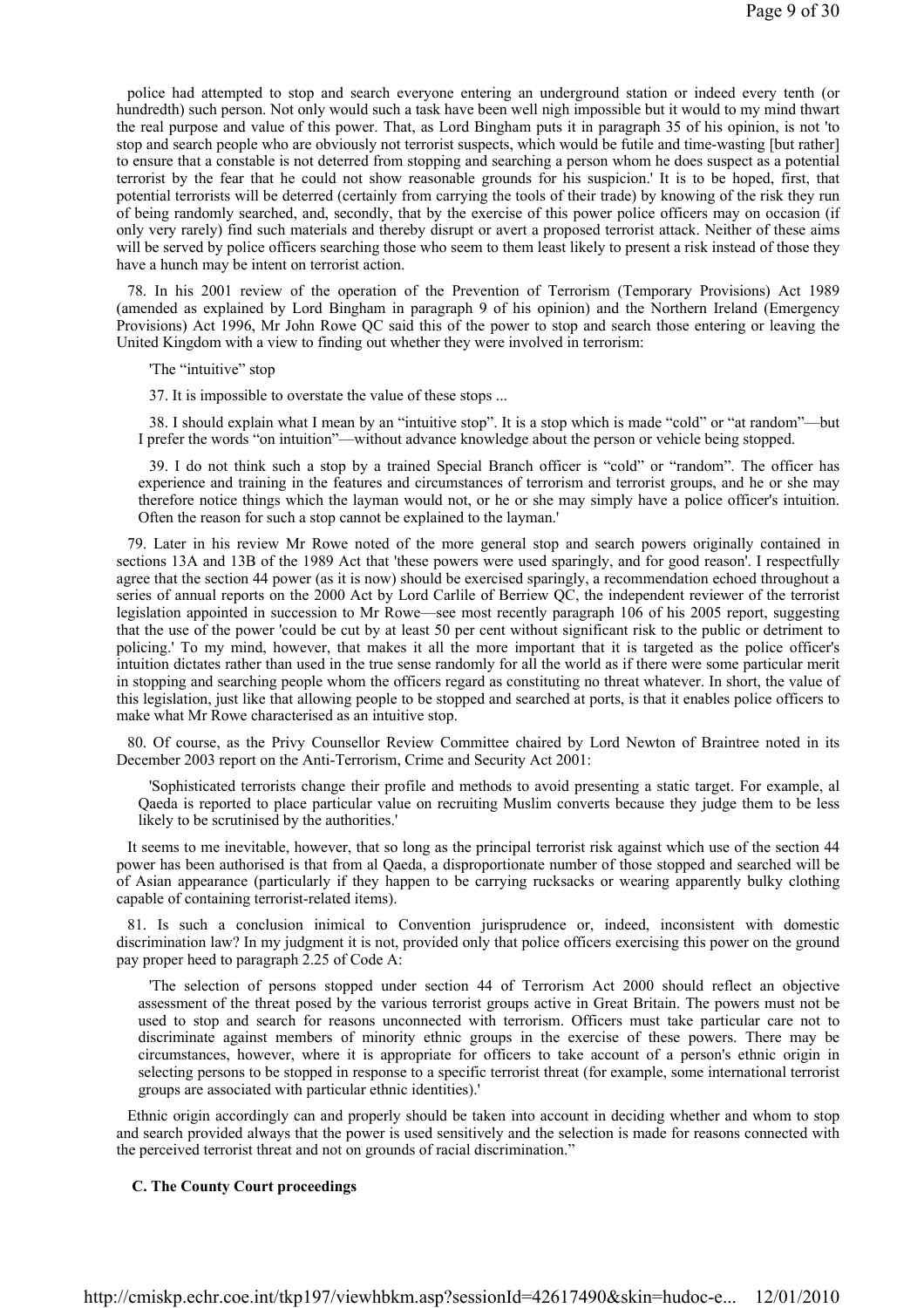police had attempted to stop and search everyone entering an underground station or indeed every tenth (or hundredth) such person. Not only would such a task have been well nigh impossible but it would to my mind thwart the real purpose and value of this power. That, as Lord Bingham puts it in paragraph 35 of his opinion, is not 'to stop and search people who are obviously not terrorist suspects, which would be futile and time-wasting [but rather] to ensure that a constable is not deterred from stopping and searching a person whom he does suspect as a potential terrorist by the fear that he could not show reasonable grounds for his suspicion.' It is to be hoped, first, that potential terrorists will be deterred (certainly from carrying the tools of their trade) by knowing of the risk they run of being randomly searched, and, secondly, that by the exercise of this power police officers may on occasion (if only very rarely) find such materials and thereby disrupt or avert a proposed terrorist attack. Neither of these aims will be served by police officers searching those who seem to them least likely to present a risk instead of those they have a hunch may be intent on terrorist action.

78. In his 2001 review of the operation of the Prevention of Terrorism (Temporary Provisions) Act 1989 (amended as explained by Lord Bingham in paragraph 9 of his opinion) and the Northern Ireland (Emergency Provisions) Act 1996, Mr John Rowe QC said this of the power to stop and search those entering or leaving the United Kingdom with a view to finding out whether they were involved in terrorism:

> 'The "intuitive" stop
>
> 37. It is impossible to overstate the value of these stops ...
>
> 38. I should explain what I mean by an "intuitive stop". It is a stop which is made "cold" or "at random"—but I prefer the words "on intuition"—without advance knowledge about the person or vehicle being stopped.
>
> 39. I do not think such a stop by a trained Special Branch officer is "cold" or "random". The officer has experience and training in the features and circumstances of terrorism and terrorist groups, and he or she may therefore notice things which the layman would not, or he or she may simply have a police officer's intuition. Often the reason for such a stop cannot be explained to the layman.'

79. Later in his review Mr Rowe noted of the more general stop and search powers originally contained in sections 13A and 13B of the 1989 Act that 'these powers were used sparingly, and for good reason'. I respectfully agree that the section 44 power (as it is now) should be exercised sparingly, a recommendation echoed throughout a series of annual reports on the 2000 Act by Lord Carlile of Berriew QC, the independent reviewer of the terrorist legislation appointed in succession to Mr Rowe—see most recently paragraph 106 of his 2005 report, suggesting that the use of the power 'could be cut by at least 50 per cent without significant risk to the public or detriment to policing.' To my mind, however, that makes it all the more important that it is targeted as the police officer's intuition dictates rather than used in the true sense randomly for all the world as if there were some particular merit in stopping and searching people whom the officers regard as constituting no threat whatever. In short, the value of this legislation, just like that allowing people to be stopped and searched at ports, is that it enables police officers to make what Mr Rowe characterised as an intuitive stop.

80. Of course, as the Privy Counsellor Review Committee chaired by Lord Newton of Braintree noted in its December 2003 report on the Anti-Terrorism, Crime and Security Act 2001:

> 'Sophisticated terrorists change their profile and methods to avoid presenting a static target. For example, al Qaeda is reported to place particular value on recruiting Muslim converts because they judge them to be less likely to be scrutinised by the authorities.'

It seems to me inevitable, however, that so long as the principal terrorist risk against which use of the section 44 power has been authorised is that from al Qaeda, a disproportionate number of those stopped and searched will be of Asian appearance (particularly if they happen to be carrying rucksacks or wearing apparently bulky clothing capable of containing terrorist-related items).

81. Is such a conclusion inimical to Convention jurisprudence or, indeed, inconsistent with domestic discrimination law? In my judgment it is not, provided only that police officers exercising this power on the ground pay proper heed to paragraph 2.25 of Code A:

> 'The selection of persons stopped under section 44 of Terrorism Act 2000 should reflect an objective assessment of the threat posed by the various terrorist groups active in Great Britain. The powers must not be used to stop and search for reasons unconnected with terrorism. Officers must take particular care not to discriminate against members of minority ethnic groups in the exercise of these powers. There may be circumstances, however, where it is appropriate for officers to take account of a person's ethnic origin in selecting persons to be stopped in response to a specific terrorist threat (for example, some international terrorist groups are associated with particular ethnic identities).'

Ethnic origin accordingly can and properly should be taken into account in deciding whether and whom to stop and search provided always that the power is used sensitively and the selection is made for reasons connected with the perceived terrorist threat and not on grounds of racial discrimination."

### C. The County Court proceedings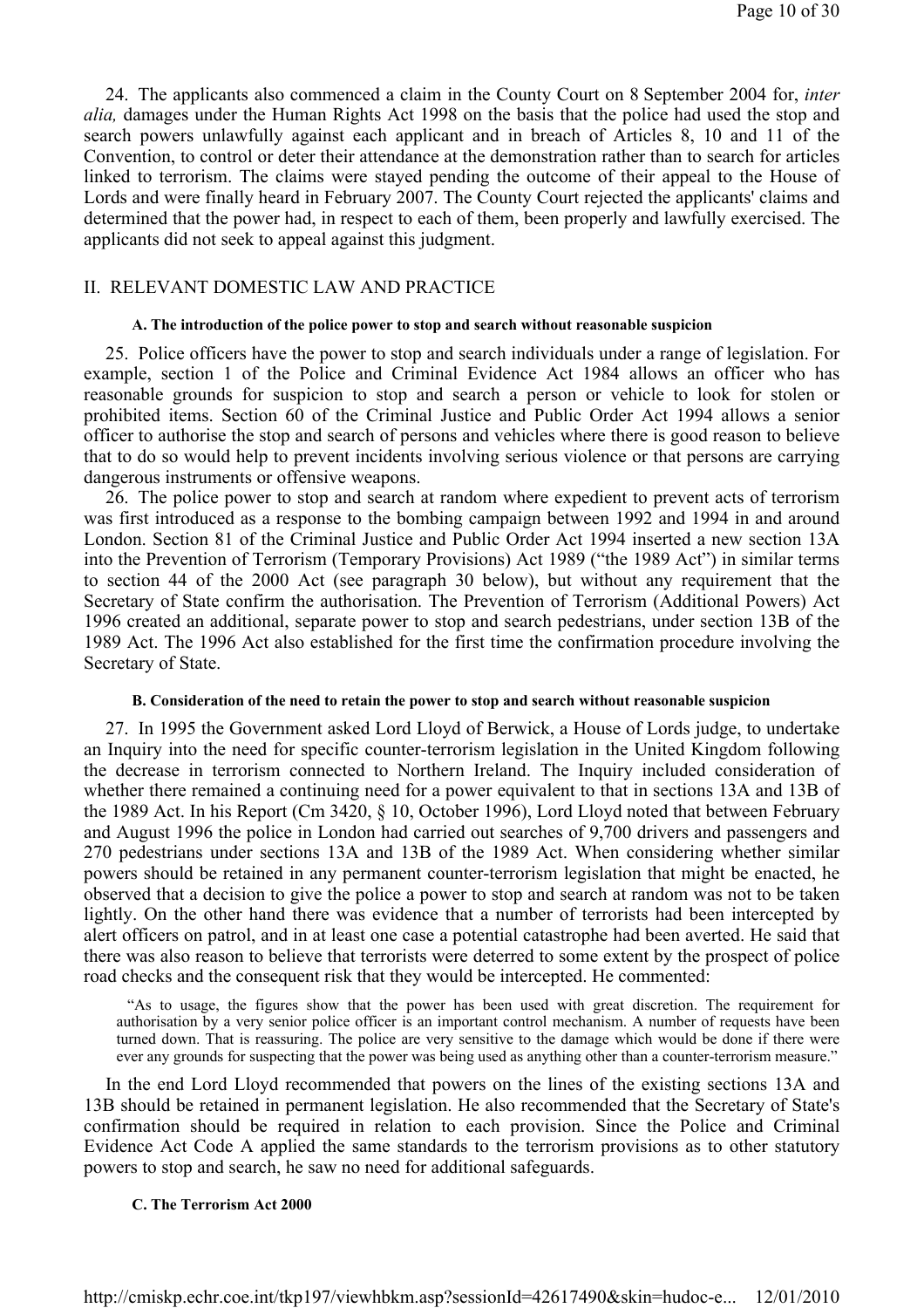24. The applicants also commenced a claim in the County Court on 8 September 2004 for, *inter alia,* damages under the Human Rights Act 1998 on the basis that the police had used the stop and search powers unlawfully against each applicant and in breach of Articles 8, 10 and 11 of the Convention, to control or deter their attendance at the demonstration rather than to search for articles linked to terrorism. The claims were stayed pending the outcome of their appeal to the House of Lords and were finally heard in February 2007. The County Court rejected the applicants' claims and determined that the power had, in respect to each of them, been properly and lawfully exercised. The applicants did not seek to appeal against this judgment.

## II. RELEVANT DOMESTIC LAW AND PRACTICE

### A. The introduction of the police power to stop and search without reasonable suspicion

25. Police officers have the power to stop and search individuals under a range of legislation. For example, section 1 of the Police and Criminal Evidence Act 1984 allows an officer who has reasonable grounds for suspicion to stop and search a person or vehicle to look for stolen or prohibited items. Section 60 of the Criminal Justice and Public Order Act 1994 allows a senior officer to authorise the stop and search of persons and vehicles where there is good reason to believe that to do so would help to prevent incidents involving serious violence or that persons are carrying dangerous instruments or offensive weapons.

26. The police power to stop and search at random where expedient to prevent acts of terrorism was first introduced as a response to the bombing campaign between 1992 and 1994 in and around London. Section 81 of the Criminal Justice and Public Order Act 1994 inserted a new section 13A into the Prevention of Terrorism (Temporary Provisions) Act 1989 ("the 1989 Act") in similar terms to section 44 of the 2000 Act (see paragraph 30 below), but without any requirement that the Secretary of State confirm the authorisation. The Prevention of Terrorism (Additional Powers) Act 1996 created an additional, separate power to stop and search pedestrians, under section 13B of the 1989 Act. The 1996 Act also established for the first time the confirmation procedure involving the Secretary of State.

### B. Consideration of the need to retain the power to stop and search without reasonable suspicion

27. In 1995 the Government asked Lord Lloyd of Berwick, a House of Lords judge, to undertake an Inquiry into the need for specific counter-terrorism legislation in the United Kingdom following the decrease in terrorism connected to Northern Ireland. The Inquiry included consideration of whether there remained a continuing need for a power equivalent to that in sections 13A and 13B of the 1989 Act. In his Report (Cm 3420, § 10, October 1996), Lord Lloyd noted that between February and August 1996 the police in London had carried out searches of 9,700 drivers and passengers and 270 pedestrians under sections 13A and 13B of the 1989 Act. When considering whether similar powers should be retained in any permanent counter-terrorism legislation that might be enacted, he observed that a decision to give the police a power to stop and search at random was not to be taken lightly. On the other hand there was evidence that a number of terrorists had been intercepted by alert officers on patrol, and in at least one case a potential catastrophe had been averted. He said that there was also reason to believe that terrorists were deterred to some extent by the prospect of police road checks and the consequent risk that they would be intercepted. He commented:

> "As to usage, the figures show that the power has been used with great discretion. The requirement for authorisation by a very senior police officer is an important control mechanism. A number of requests have been turned down. That is reassuring. The police are very sensitive to the damage which would be done if there were ever any grounds for suspecting that the power was being used as anything other than a counter-terrorism measure."

In the end Lord Lloyd recommended that powers on the lines of the existing sections 13A and 13B should be retained in permanent legislation. He also recommended that the Secretary of State's confirmation should be required in relation to each provision. Since the Police and Criminal Evidence Act Code A applied the same standards to the terrorism provisions as to other statutory powers to stop and search, he saw no need for additional safeguards.

### C. The Terrorism Act 2000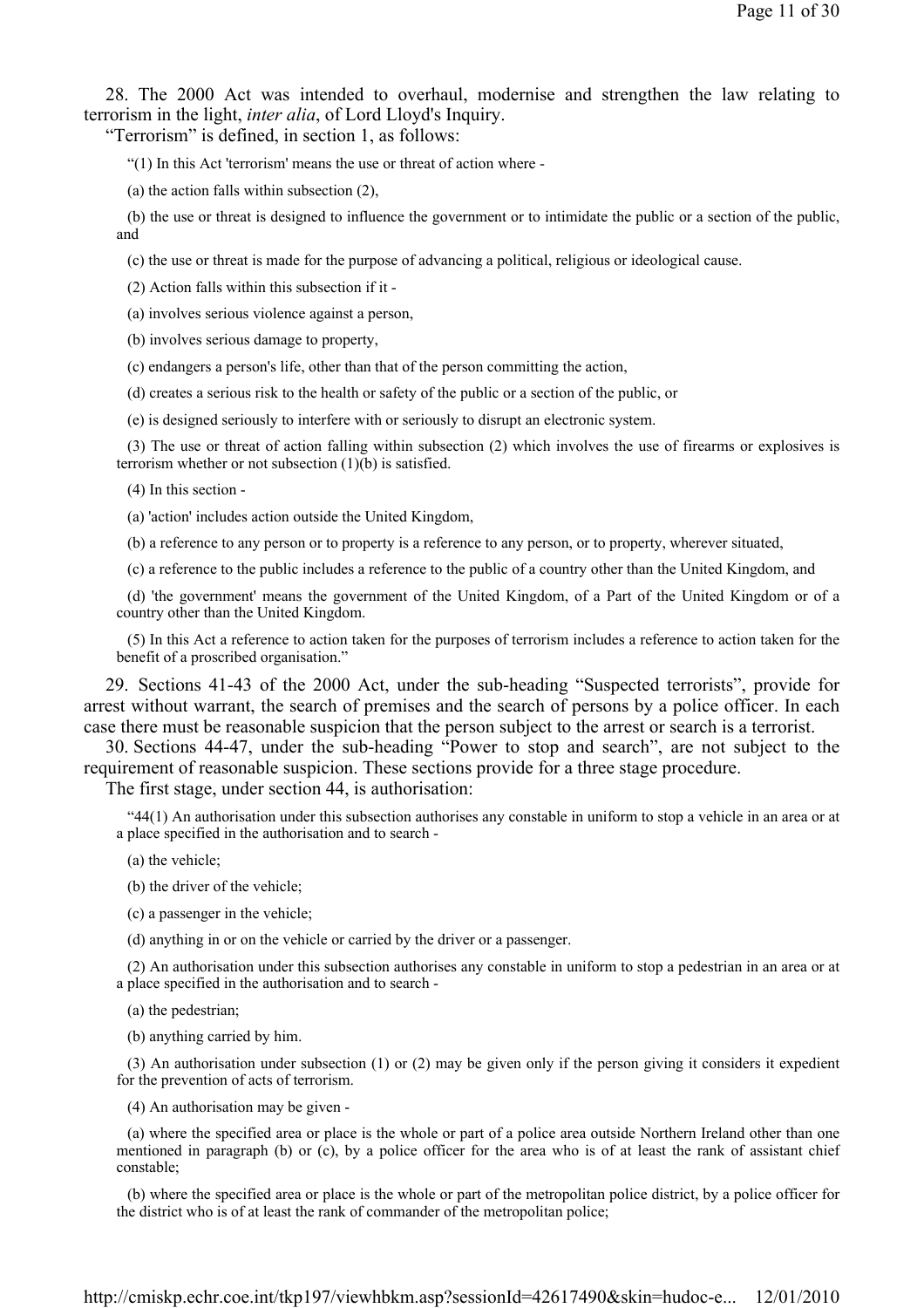28. The 2000 Act was intended to overhaul, modernise and strengthen the law relating to terrorism in the light, *inter alia*, of Lord Lloyd's Inquiry.

"Terrorism" is defined, in section 1, as follows:

> "(1) In this Act 'terrorism' means the use or threat of action where -
>
> (a) the action falls within subsection (2),
>
> (b) the use or threat is designed to influence the government or to intimidate the public or a section of the public, and
>
> (c) the use or threat is made for the purpose of advancing a political, religious or ideological cause.
>
> (2) Action falls within this subsection if it -
>
> (a) involves serious violence against a person,
>
> (b) involves serious damage to property,
>
> (c) endangers a person's life, other than that of the person committing the action,
>
> (d) creates a serious risk to the health or safety of the public or a section of the public, or
>
> (e) is designed seriously to interfere with or seriously to disrupt an electronic system.
>
> (3) The use or threat of action falling within subsection (2) which involves the use of firearms or explosives is terrorism whether or not subsection (1)(b) is satisfied.
>
> (4) In this section -
>
> (a) 'action' includes action outside the United Kingdom,
>
> (b) a reference to any person or to property is a reference to any person, or to property, wherever situated,
>
> (c) a reference to the public includes a reference to the public of a country other than the United Kingdom, and
>
> (d) 'the government' means the government of the United Kingdom, of a Part of the United Kingdom or of a country other than the United Kingdom.
>
> (5) In this Act a reference to action taken for the purposes of terrorism includes a reference to action taken for the benefit of a proscribed organisation."

29. Sections 41-43 of the 2000 Act, under the sub-heading "Suspected terrorists", provide for arrest without warrant, the search of premises and the search of persons by a police officer. In each case there must be reasonable suspicion that the person subject to the arrest or search is a terrorist.

30. Sections 44-47, under the sub-heading "Power to stop and search", are not subject to the requirement of reasonable suspicion. These sections provide for a three stage procedure.

The first stage, under section 44, is authorisation:

> "44(1) An authorisation under this subsection authorises any constable in uniform to stop a vehicle in an area or at a place specified in the authorisation and to search -
>
> (a) the vehicle;
>
> (b) the driver of the vehicle;
>
> (c) a passenger in the vehicle;
>
> (d) anything in or on the vehicle or carried by the driver or a passenger.
>
> (2) An authorisation under this subsection authorises any constable in uniform to stop a pedestrian in an area or at a place specified in the authorisation and to search -
>
> (a) the pedestrian;
>
> (b) anything carried by him.
>
> (3) An authorisation under subsection (1) or (2) may be given only if the person giving it considers it expedient for the prevention of acts of terrorism.
>
> (4) An authorisation may be given -
>
> (a) where the specified area or place is the whole or part of a police area outside Northern Ireland other than one mentioned in paragraph (b) or (c), by a police officer for the area who is of at least the rank of assistant chief constable;
>
> (b) where the specified area or place is the whole or part of the metropolitan police district, by a police officer for the district who is of at least the rank of commander of the metropolitan police;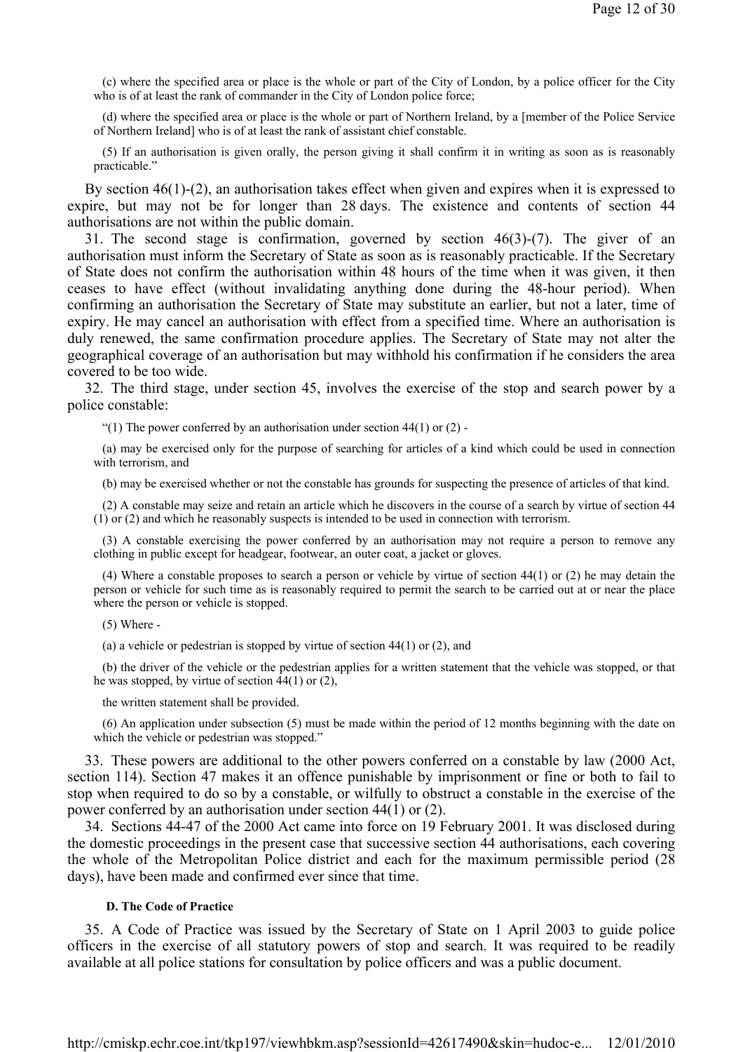(c) where the specified area or place is the whole or part of the City of London, by a police officer for the City who is of at least the rank of commander in the City of London police force;

(d) where the specified area or place is the whole or part of Northern Ireland, by a [member of the Police Service of Northern Ireland] who is of at least the rank of assistant chief constable.

(5) If an authorisation is given orally, the person giving it shall confirm it in writing as soon as is reasonably practicable."

By section 46(1)-(2), an authorisation takes effect when given and expires when it is expressed to expire, but may not be for longer than 28 days. The existence and contents of section 44 authorisations are not within the public domain.

31. The second stage is confirmation, governed by section 46(3)-(7). The giver of an authorisation must inform the Secretary of State as soon as is reasonably practicable. If the Secretary of State does not confirm the authorisation within 48 hours of the time when it was given, it then ceases to have effect (without invalidating anything done during the 48-hour period). When confirming an authorisation the Secretary of State may substitute an earlier, but not a later, time of expiry. He may cancel an authorisation with effect from a specified time. Where an authorisation is duly renewed, the same confirmation procedure applies. The Secretary of State may not alter the geographical coverage of an authorisation but may withhold his confirmation if he considers the area covered to be too wide.

32. The third stage, under section 45, involves the exercise of the stop and search power by a police constable:

"(1) The power conferred by an authorisation under section 44(1) or (2) -

(a) may be exercised only for the purpose of searching for articles of a kind which could be used in connection with terrorism, and

(b) may be exercised whether or not the constable has grounds for suspecting the presence of articles of that kind.

(2) A constable may seize and retain an article which he discovers in the course of a search by virtue of section 44 (1) or (2) and which he reasonably suspects is intended to be used in connection with terrorism.

(3) A constable exercising the power conferred by an authorisation may not require a person to remove any clothing in public except for headgear, footwear, an outer coat, a jacket or gloves.

(4) Where a constable proposes to search a person or vehicle by virtue of section 44(1) or (2) he may detain the person or vehicle for such time as is reasonably required to permit the search to be carried out at or near the place where the person or vehicle is stopped.

(5) Where -

(a) a vehicle or pedestrian is stopped by virtue of section 44(1) or (2), and

(b) the driver of the vehicle or the pedestrian applies for a written statement that the vehicle was stopped, or that he was stopped, by virtue of section 44(1) or (2),

the written statement shall be provided.

(6) An application under subsection (5) must be made within the period of 12 months beginning with the date on which the vehicle or pedestrian was stopped."

33. These powers are additional to the other powers conferred on a constable by law (2000 Act, section 114). Section 47 makes it an offence punishable by imprisonment or fine or both to fail to stop when required to do so by a constable, or wilfully to obstruct a constable in the exercise of the power conferred by an authorisation under section 44(1) or (2).

34. Sections 44-47 of the 2000 Act came into force on 19 February 2001. It was disclosed during the domestic proceedings in the present case that successive section 44 authorisations, each covering the whole of the Metropolitan Police district and each for the maximum permissible period (28 days), have been made and confirmed ever since that time.

#### D. The Code of Practice

35. A Code of Practice was issued by the Secretary of State on 1 April 2003 to guide police officers in the exercise of all statutory powers of stop and search. It was required to be readily available at all police stations for consultation by police officers and was a public document.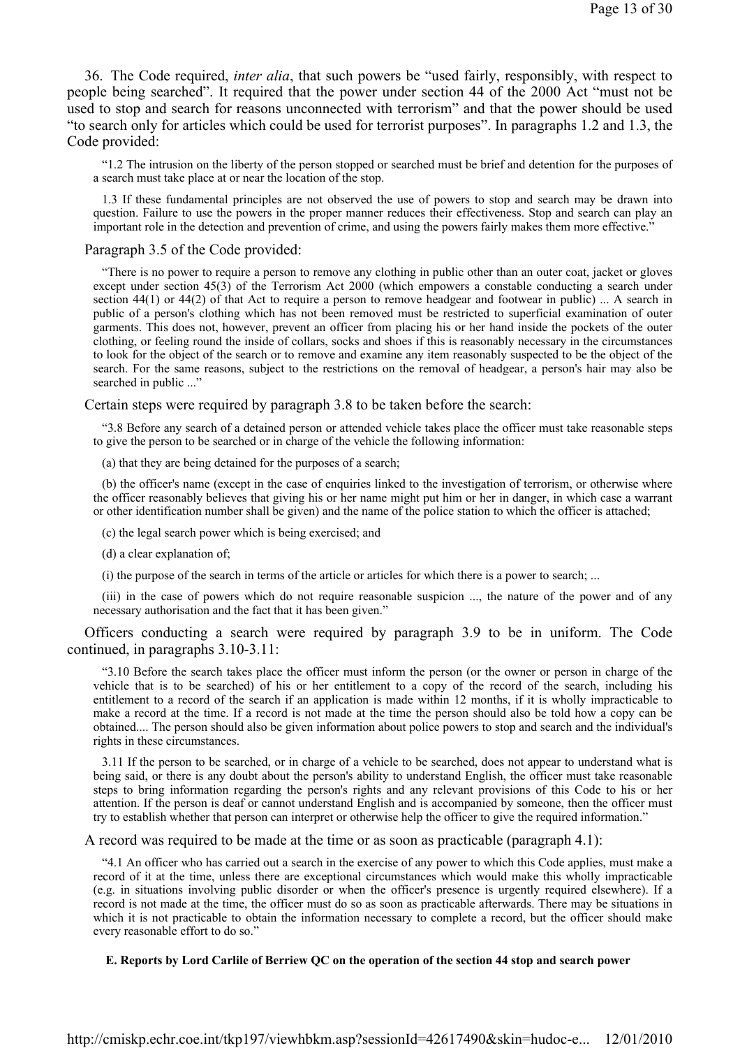36. The Code required, *inter alia*, that such powers be "used fairly, responsibly, with respect to people being searched". It required that the power under section 44 of the 2000 Act "must not be used to stop and search for reasons unconnected with terrorism" and that the power should be used "to search only for articles which could be used for terrorist purposes". In paragraphs 1.2 and 1.3, the Code provided:

> "1.2 The intrusion on the liberty of the person stopped or searched must be brief and detention for the purposes of a search must take place at or near the location of the stop.
>
> 1.3 If these fundamental principles are not observed the use of powers to stop and search may be drawn into question. Failure to use the powers in the proper manner reduces their effectiveness. Stop and search can play an important role in the detection and prevention of crime, and using the powers fairly makes them more effective."

Paragraph 3.5 of the Code provided:

> "There is no power to require a person to remove any clothing in public other than an outer coat, jacket or gloves except under section 45(3) of the Terrorism Act 2000 (which empowers a constable conducting a search under section 44(1) or 44(2) of that Act to require a person to remove headgear and footwear in public) ... A search in public of a person's clothing which has not been removed must be restricted to superficial examination of outer garments. This does not, however, prevent an officer from placing his or her hand inside the pockets of the outer clothing, or feeling round the inside of collars, socks and shoes if this is reasonably necessary in the circumstances to look for the object of the search or to remove and examine any item reasonably suspected to be the object of the search. For the same reasons, subject to the restrictions on the removal of headgear, a person's hair may also be searched in public ..."

Certain steps were required by paragraph 3.8 to be taken before the search:

> "3.8 Before any search of a detained person or attended vehicle takes place the officer must take reasonable steps to give the person to be searched or in charge of the vehicle the following information:
>
> (a) that they are being detained for the purposes of a search;
>
> (b) the officer's name (except in the case of enquiries linked to the investigation of terrorism, or otherwise where the officer reasonably believes that giving his or her name might put him or her in danger, in which case a warrant or other identification number shall be given) and the name of the police station to which the officer is attached;
>
> (c) the legal search power which is being exercised; and
>
> (d) a clear explanation of;
>
> (i) the purpose of the search in terms of the article or articles for which there is a power to search; ...
>
> (iii) in the case of powers which do not require reasonable suspicion ..., the nature of the power and of any necessary authorisation and the fact that it has been given."

Officers conducting a search were required by paragraph 3.9 to be in uniform. The Code continued, in paragraphs 3.10-3.11:

> "3.10 Before the search takes place the officer must inform the person (or the owner or person in charge of the vehicle that is to be searched) of his or her entitlement to a copy of the record of the search, including his entitlement to a record of the search if an application is made within 12 months, if it is wholly impracticable to make a record at the time. If a record is not made at the time the person should also be told how a copy can be obtained.... The person should also be given information about police powers to stop and search and the individual's rights in these circumstances.
>
> 3.11 If the person to be searched, or in charge of a vehicle to be searched, does not appear to understand what is being said, or there is any doubt about the person's ability to understand English, the officer must take reasonable steps to bring information regarding the person's rights and any relevant provisions of this Code to his or her attention. If the person is deaf or cannot understand English and is accompanied by someone, then the officer must try to establish whether that person can interpret or otherwise help the officer to give the required information."

A record was required to be made at the time or as soon as practicable (paragraph 4.1):

> "4.1 An officer who has carried out a search in the exercise of any power to which this Code applies, must make a record of it at the time, unless there are exceptional circumstances which would make this wholly impracticable (e.g. in situations involving public disorder or when the officer's presence is urgently required elsewhere). If a record is not made at the time, the officer must do so as soon as practicable afterwards. There may be situations in which it is not practicable to obtain the information necessary to complete a record, but the officer should make every reasonable effort to do so."

#### E. Reports by Lord Carlile of Berriew QC on the operation of the section 44 stop and search power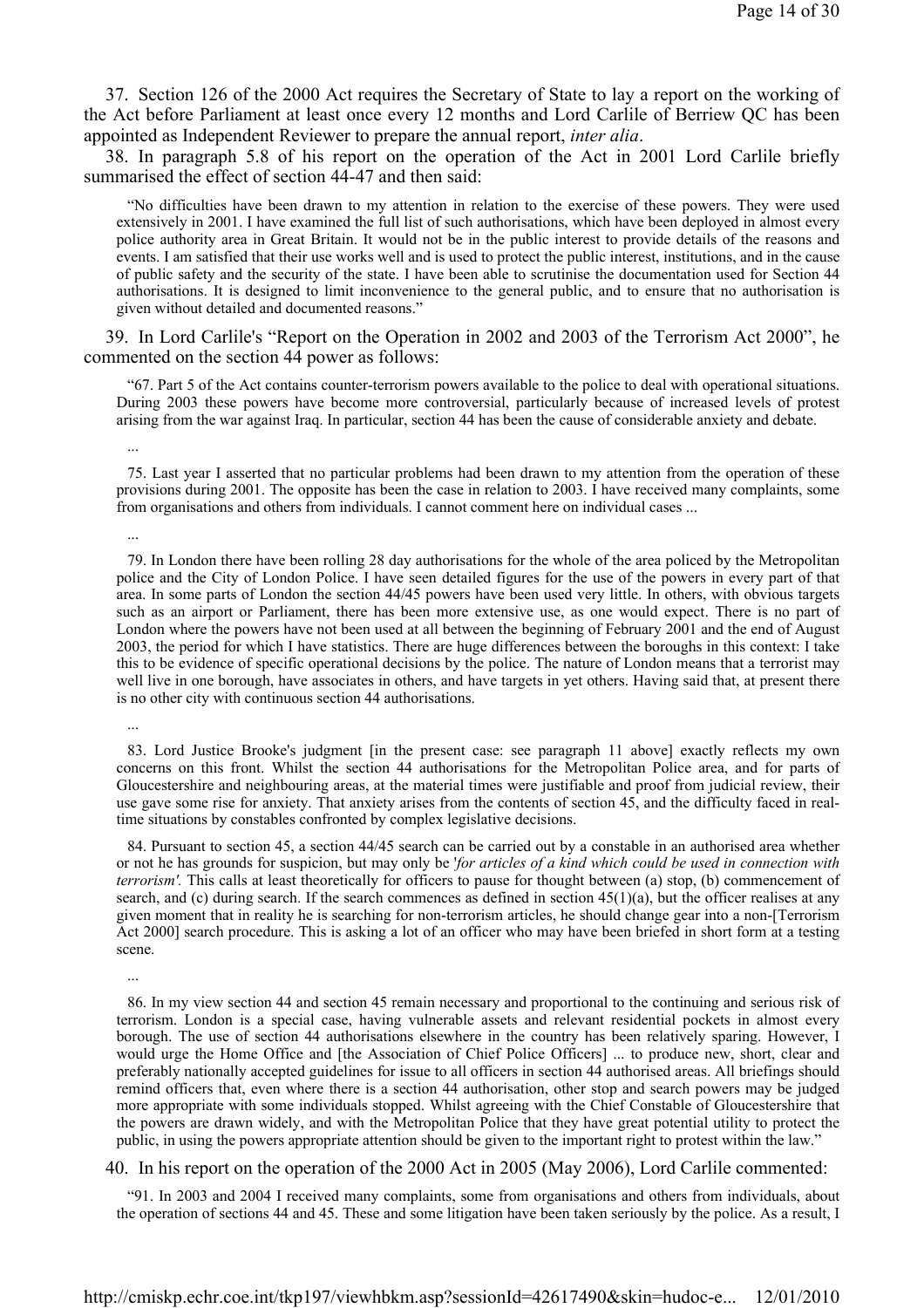37. Section 126 of the 2000 Act requires the Secretary of State to lay a report on the working of the Act before Parliament at least once every 12 months and Lord Carlile of Berriew QC has been appointed as Independent Reviewer to prepare the annual report, *inter alia*.

38. In paragraph 5.8 of his report on the operation of the Act in 2001 Lord Carlile briefly summarised the effect of section 44-47 and then said:

> "No difficulties have been drawn to my attention in relation to the exercise of these powers. They were used extensively in 2001. I have examined the full list of such authorisations, which have been deployed in almost every police authority area in Great Britain. It would not be in the public interest to provide details of the reasons and events. I am satisfied that their use works well and is used to protect the public interest, institutions, and in the cause of public safety and the security of the state. I have been able to scrutinise the documentation used for Section 44 authorisations. It is designed to limit inconvenience to the general public, and to ensure that no authorisation is given without detailed and documented reasons."

39. In Lord Carlile's "Report on the Operation in 2002 and 2003 of the Terrorism Act 2000", he commented on the section 44 power as follows:

> "67. Part 5 of the Act contains counter-terrorism powers available to the police to deal with operational situations. During 2003 these powers have become more controversial, particularly because of increased levels of protest arising from the war against Iraq. In particular, section 44 has been the cause of considerable anxiety and debate.
>
> ...
>
> 75. Last year I asserted that no particular problems had been drawn to my attention from the operation of these provisions during 2001. The opposite has been the case in relation to 2003. I have received many complaints, some from organisations and others from individuals. I cannot comment here on individual cases ...
>
> ...
>
> 79. In London there have been rolling 28 day authorisations for the whole of the area policed by the Metropolitan police and the City of London Police. I have seen detailed figures for the use of the powers in every part of that area. In some parts of London the section 44/45 powers have been used very little. In others, with obvious targets such as an airport or Parliament, there has been more extensive use, as one would expect. There is no part of London where the powers have not been used at all between the beginning of February 2001 and the end of August 2003, the period for which I have statistics. There are huge differences between the boroughs in this context: I take this to be evidence of specific operational decisions by the police. The nature of London means that a terrorist may well live in one borough, have associates in others, and have targets in yet others. Having said that, at present there is no other city with continuous section 44 authorisations.
>
> ...
>
> 83. Lord Justice Brooke's judgment [in the present case: see paragraph 11 above] exactly reflects my own concerns on this front. Whilst the section 44 authorisations for the Metropolitan Police area, and for parts of Gloucestershire and neighbouring areas, at the material times were justifiable and proof from judicial review, their use gave some rise for anxiety. That anxiety arises from the contents of section 45, and the difficulty faced in real-time situations by constables confronted by complex legislative decisions.
>
> 84. Pursuant to section 45, a section 44/45 search can be carried out by a constable in an authorised area whether or not he has grounds for suspicion, but may only be '*for articles of a kind which could be used in connection with terrorism'.* This calls at least theoretically for officers to pause for thought between (a) stop, (b) commencement of search, and (c) during search. If the search commences as defined in section 45(1)(a), but the officer realises at any given moment that in reality he is searching for non-terrorism articles, he should change gear into a non-[Terrorism Act 2000] search procedure. This is asking a lot of an officer who may have been briefed in short form at a testing scene.
>
> ...
>
> 86. In my view section 44 and section 45 remain necessary and proportional to the continuing and serious risk of terrorism. London is a special case, having vulnerable assets and relevant residential pockets in almost every borough. The use of section 44 authorisations elsewhere in the country has been relatively sparing. However, I would urge the Home Office and [the Association of Chief Police Officers] ... to produce new, short, clear and preferably nationally accepted guidelines for issue to all officers in section 44 authorised areas. All briefings should remind officers that, even where there is a section 44 authorisation, other stop and search powers may be judged more appropriate with some individuals stopped. Whilst agreeing with the Chief Constable of Gloucestershire that the powers are drawn widely, and with the Metropolitan Police that they have great potential utility to protect the public, in using the powers appropriate attention should be given to the important right to protest within the law."

40. In his report on the operation of the 2000 Act in 2005 (May 2006), Lord Carlile commented:

> "91. In 2003 and 2004 I received many complaints, some from organisations and others from individuals, about the operation of sections 44 and 45. These and some litigation have been taken seriously by the police. As a result, I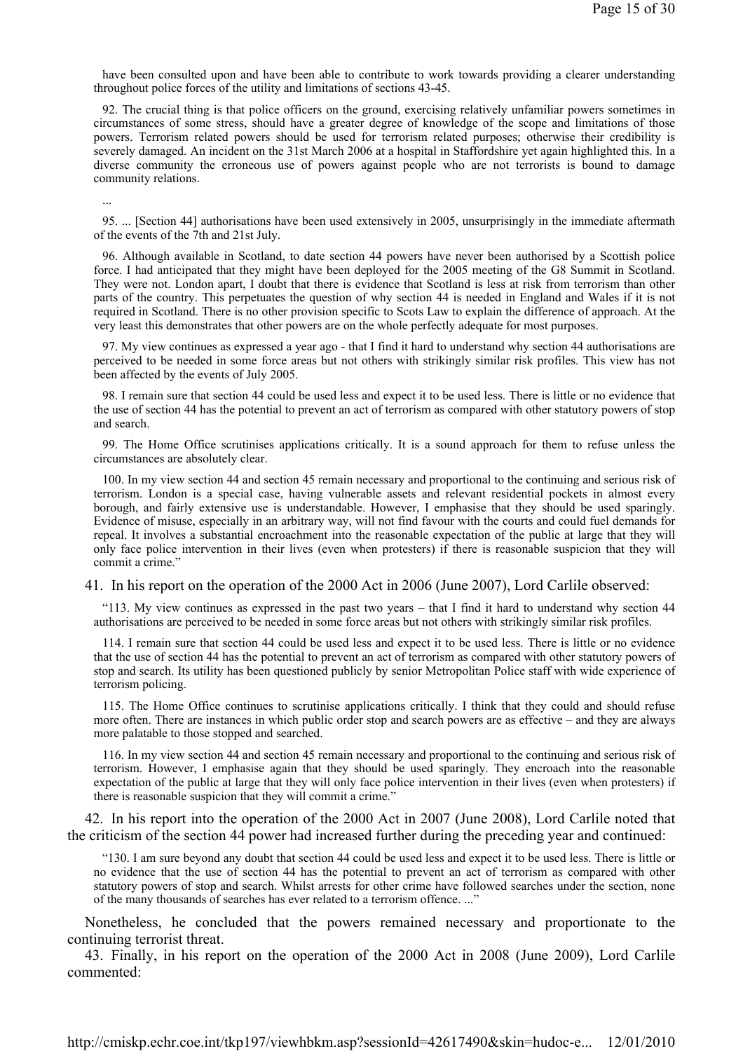have been consulted upon and have been able to contribute to work towards providing a clearer understanding throughout police forces of the utility and limitations of sections 43-45.

92. The crucial thing is that police officers on the ground, exercising relatively unfamiliar powers sometimes in circumstances of some stress, should have a greater degree of knowledge of the scope and limitations of those powers. Terrorism related powers should be used for terrorism related purposes; otherwise their credibility is severely damaged. An incident on the 31st March 2006 at a hospital in Staffordshire yet again highlighted this. In a diverse community the erroneous use of powers against people who are not terrorists is bound to damage community relations.

...

95. ... [Section 44] authorisations have been used extensively in 2005, unsurprisingly in the immediate aftermath of the events of the 7th and 21st July.

96. Although available in Scotland, to date section 44 powers have never been authorised by a Scottish police force. I had anticipated that they might have been deployed for the 2005 meeting of the G8 Summit in Scotland. They were not. London apart, I doubt that there is evidence that Scotland is less at risk from terrorism than other parts of the country. This perpetuates the question of why section 44 is needed in England and Wales if it is not required in Scotland. There is no other provision specific to Scots Law to explain the difference of approach. At the very least this demonstrates that other powers are on the whole perfectly adequate for most purposes.

97. My view continues as expressed a year ago - that I find it hard to understand why section 44 authorisations are perceived to be needed in some force areas but not others with strikingly similar risk profiles. This view has not been affected by the events of July 2005.

98. I remain sure that section 44 could be used less and expect it to be used less. There is little or no evidence that the use of section 44 has the potential to prevent an act of terrorism as compared with other statutory powers of stop and search.

99. The Home Office scrutinises applications critically. It is a sound approach for them to refuse unless the circumstances are absolutely clear.

100. In my view section 44 and section 45 remain necessary and proportional to the continuing and serious risk of terrorism. London is a special case, having vulnerable assets and relevant residential pockets in almost every borough, and fairly extensive use is understandable. However, I emphasise that they should be used sparingly. Evidence of misuse, especially in an arbitrary way, will not find favour with the courts and could fuel demands for repeal. It involves a substantial encroachment into the reasonable expectation of the public at large that they will only face police intervention in their lives (even when protesters) if there is reasonable suspicion that they will commit a crime."

41. In his report on the operation of the 2000 Act in 2006 (June 2007), Lord Carlile observed:

"113. My view continues as expressed in the past two years – that I find it hard to understand why section 44 authorisations are perceived to be needed in some force areas but not others with strikingly similar risk profiles.

114. I remain sure that section 44 could be used less and expect it to be used less. There is little or no evidence that the use of section 44 has the potential to prevent an act of terrorism as compared with other statutory powers of stop and search. Its utility has been questioned publicly by senior Metropolitan Police staff with wide experience of terrorism policing.

115. The Home Office continues to scrutinise applications critically. I think that they could and should refuse more often. There are instances in which public order stop and search powers are as effective – and they are always more palatable to those stopped and searched.

116. In my view section 44 and section 45 remain necessary and proportional to the continuing and serious risk of terrorism. However, I emphasise again that they should be used sparingly. They encroach into the reasonable expectation of the public at large that they will only face police intervention in their lives (even when protesters) if there is reasonable suspicion that they will commit a crime."

42. In his report into the operation of the 2000 Act in 2007 (June 2008), Lord Carlile noted that the criticism of the section 44 power had increased further during the preceding year and continued:

"130. I am sure beyond any doubt that section 44 could be used less and expect it to be used less. There is little or no evidence that the use of section 44 has the potential to prevent an act of terrorism as compared with other statutory powers of stop and search. Whilst arrests for other crime have followed searches under the section, none of the many thousands of searches has ever related to a terrorism offence. ..."

Nonetheless, he concluded that the powers remained necessary and proportionate to the continuing terrorist threat.

43. Finally, in his report on the operation of the 2000 Act in 2008 (June 2009), Lord Carlile commented: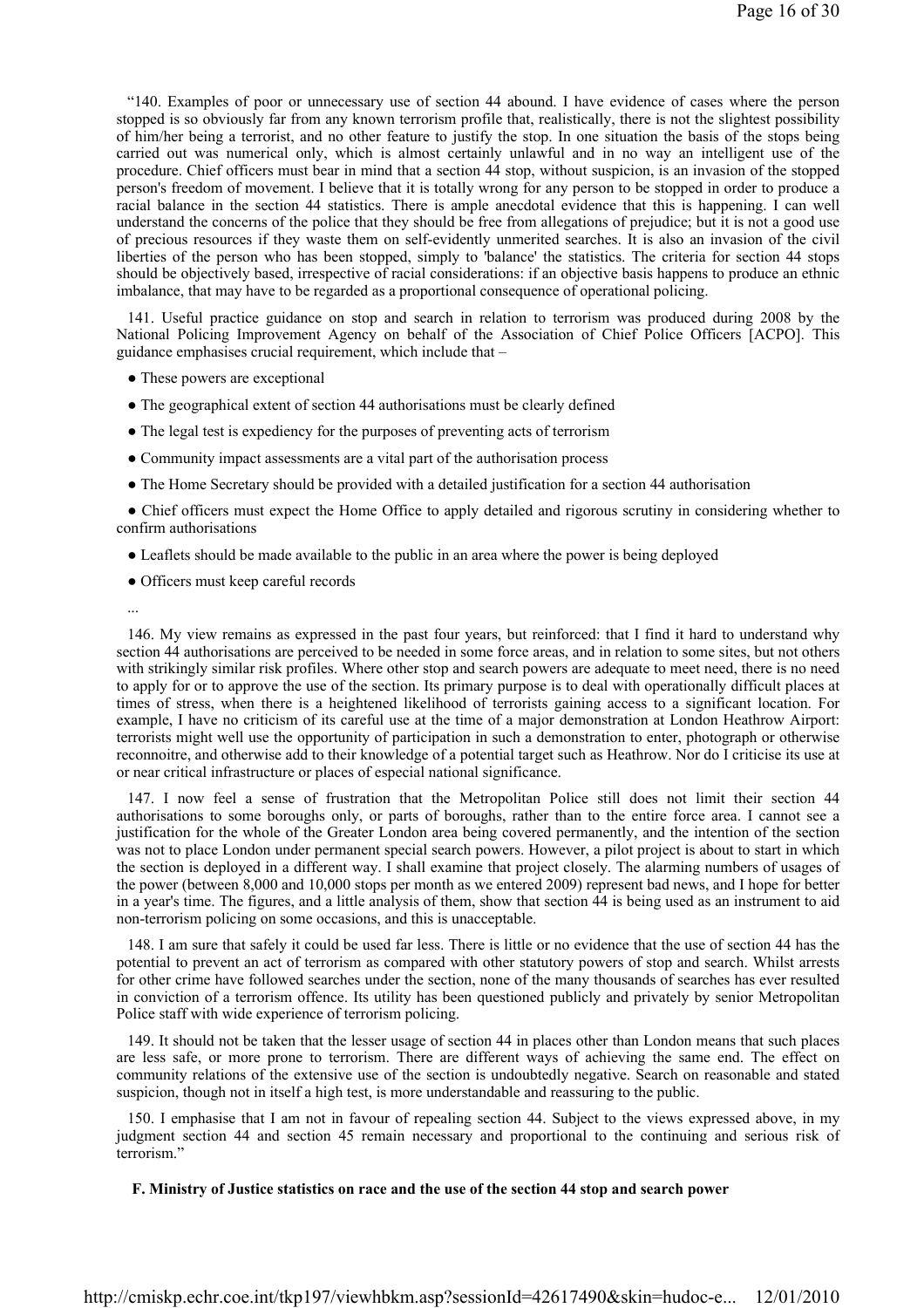"140. Examples of poor or unnecessary use of section 44 abound. I have evidence of cases where the person stopped is so obviously far from any known terrorism profile that, realistically, there is not the slightest possibility of him/her being a terrorist, and no other feature to justify the stop. In one situation the basis of the stops being carried out was numerical only, which is almost certainly unlawful and in no way an intelligent use of the procedure. Chief officers must bear in mind that a section 44 stop, without suspicion, is an invasion of the stopped person's freedom of movement. I believe that it is totally wrong for any person to be stopped in order to produce a racial balance in the section 44 statistics. There is ample anecdotal evidence that this is happening. I can well understand the concerns of the police that they should be free from allegations of prejudice; but it is not a good use of precious resources if they waste them on self-evidently unmerited searches. It is also an invasion of the civil liberties of the person who has been stopped, simply to 'balance' the statistics. The criteria for section 44 stops should be objectively based, irrespective of racial considerations: if an objective basis happens to produce an ethnic imbalance, that may have to be regarded as a proportional consequence of operational policing.

141. Useful practice guidance on stop and search in relation to terrorism was produced during 2008 by the National Policing Improvement Agency on behalf of the Association of Chief Police Officers [ACPO]. This guidance emphasises crucial requirement, which include that –

- These powers are exceptional
- The geographical extent of section 44 authorisations must be clearly defined
- The legal test is expediency for the purposes of preventing acts of terrorism
- Community impact assessments are a vital part of the authorisation process
- The Home Secretary should be provided with a detailed justification for a section 44 authorisation
- Chief officers must expect the Home Office to apply detailed and rigorous scrutiny in considering whether to confirm authorisations
- Leaflets should be made available to the public in an area where the power is being deployed
- Officers must keep careful records

...

146. My view remains as expressed in the past four years, but reinforced: that I find it hard to understand why section 44 authorisations are perceived to be needed in some force areas, and in relation to some sites, but not others with strikingly similar risk profiles. Where other stop and search powers are adequate to meet need, there is no need to apply for or to approve the use of the section. Its primary purpose is to deal with operationally difficult places at times of stress, when there is a heightened likelihood of terrorists gaining access to a significant location. For example, I have no criticism of its careful use at the time of a major demonstration at London Heathrow Airport: terrorists might well use the opportunity of participation in such a demonstration to enter, photograph or otherwise reconnoitre, and otherwise add to their knowledge of a potential target such as Heathrow. Nor do I criticise its use at or near critical infrastructure or places of especial national significance.

147. I now feel a sense of frustration that the Metropolitan Police still does not limit their section 44 authorisations to some boroughs only, or parts of boroughs, rather than to the entire force area. I cannot see a justification for the whole of the Greater London area being covered permanently, and the intention of the section was not to place London under permanent special search powers. However, a pilot project is about to start in which the section is deployed in a different way. I shall examine that project closely. The alarming numbers of usages of the power (between 8,000 and 10,000 stops per month as we entered 2009) represent bad news, and I hope for better in a year's time. The figures, and a little analysis of them, show that section 44 is being used as an instrument to aid non-terrorism policing on some occasions, and this is unacceptable.

148. I am sure that safely it could be used far less. There is little or no evidence that the use of section 44 has the potential to prevent an act of terrorism as compared with other statutory powers of stop and search. Whilst arrests for other crime have followed searches under the section, none of the many thousands of searches has ever resulted in conviction of a terrorism offence. Its utility has been questioned publicly and privately by senior Metropolitan Police staff with wide experience of terrorism policing.

149. It should not be taken that the lesser usage of section 44 in places other than London means that such places are less safe, or more prone to terrorism. There are different ways of achieving the same end. The effect on community relations of the extensive use of the section is undoubtedly negative. Search on reasonable and stated suspicion, though not in itself a high test, is more understandable and reassuring to the public.

150. I emphasise that I am not in favour of repealing section 44. Subject to the views expressed above, in my judgment section 44 and section 45 remain necessary and proportional to the continuing and serious risk of terrorism."

**F. Ministry of Justice statistics on race and the use of the section 44 stop and search power**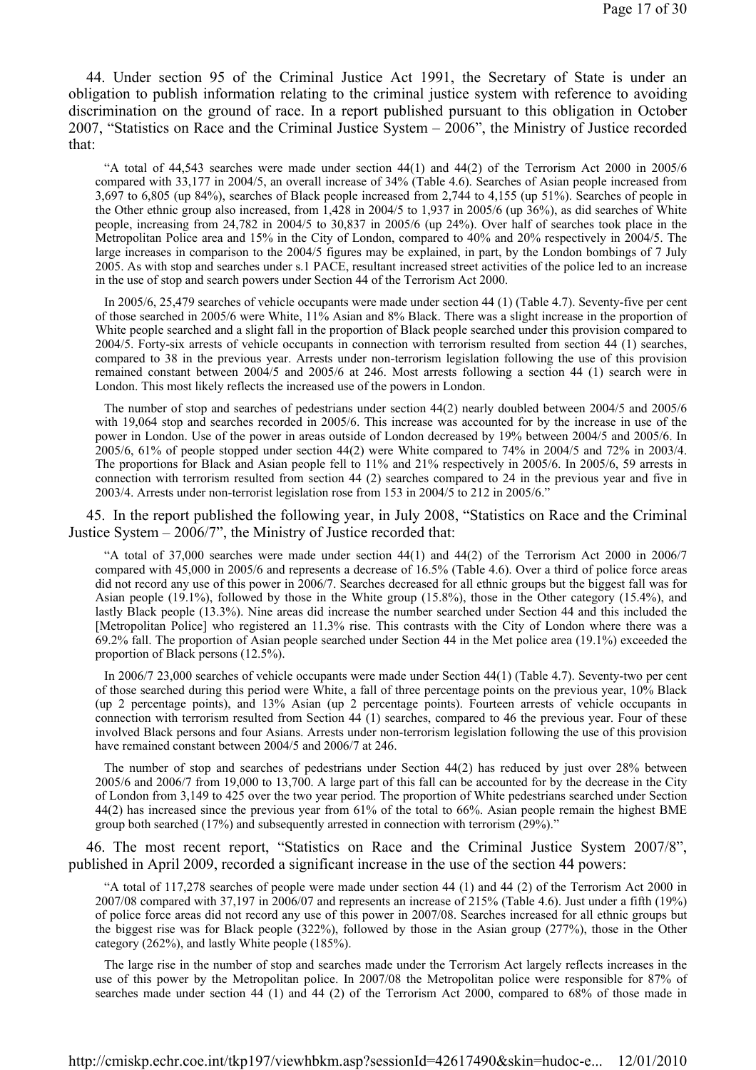44. Under section 95 of the Criminal Justice Act 1991, the Secretary of State is under an obligation to publish information relating to the criminal justice system with reference to avoiding discrimination on the ground of race. In a report published pursuant to this obligation in October 2007, "Statistics on Race and the Criminal Justice System – 2006", the Ministry of Justice recorded that:

> "A total of 44,543 searches were made under section 44(1) and 44(2) of the Terrorism Act 2000 in 2005/6 compared with 33,177 in 2004/5, an overall increase of 34% (Table 4.6). Searches of Asian people increased from 3,697 to 6,805 (up 84%), searches of Black people increased from 2,744 to 4,155 (up 51%). Searches of people in the Other ethnic group also increased, from 1,428 in 2004/5 to 1,937 in 2005/6 (up 36%), as did searches of White people, increasing from 24,782 in 2004/5 to 30,837 in 2005/6 (up 24%). Over half of searches took place in the Metropolitan Police area and 15% in the City of London, compared to 40% and 20% respectively in 2004/5. The large increases in comparison to the 2004/5 figures may be explained, in part, by the London bombings of 7 July 2005. As with stop and searches under s.1 PACE, resultant increased street activities of the police led to an increase in the use of stop and search powers under Section 44 of the Terrorism Act 2000.
>
> In 2005/6, 25,479 searches of vehicle occupants were made under section 44 (1) (Table 4.7). Seventy-five per cent of those searched in 2005/6 were White, 11% Asian and 8% Black. There was a slight increase in the proportion of White people searched and a slight fall in the proportion of Black people searched under this provision compared to 2004/5. Forty-six arrests of vehicle occupants in connection with terrorism resulted from section 44 (1) searches, compared to 38 in the previous year. Arrests under non-terrorism legislation following the use of this provision remained constant between 2004/5 and 2005/6 at 246. Most arrests following a section 44 (1) search were in London. This most likely reflects the increased use of the powers in London.
>
> The number of stop and searches of pedestrians under section 44(2) nearly doubled between 2004/5 and 2005/6 with 19,064 stop and searches recorded in 2005/6. This increase was accounted for by the increase in use of the power in London. Use of the power in areas outside of London decreased by 19% between 2004/5 and 2005/6. In 2005/6, 61% of people stopped under section 44(2) were White compared to 74% in 2004/5 and 72% in 2003/4. The proportions for Black and Asian people fell to 11% and 21% respectively in 2005/6. In 2005/6, 59 arrests in connection with terrorism resulted from section 44 (2) searches compared to 24 in the previous year and five in 2003/4. Arrests under non-terrorist legislation rose from 153 in 2004/5 to 212 in 2005/6."

45. In the report published the following year, in July 2008, "Statistics on Race and the Criminal Justice System – 2006/7", the Ministry of Justice recorded that:

> "A total of 37,000 searches were made under section 44(1) and 44(2) of the Terrorism Act 2000 in 2006/7 compared with 45,000 in 2005/6 and represents a decrease of 16.5% (Table 4.6). Over a third of police force areas did not record any use of this power in 2006/7. Searches decreased for all ethnic groups but the biggest fall was for Asian people (19.1%), followed by those in the White group (15.8%), those in the Other category (15.4%), and lastly Black people (13.3%). Nine areas did increase the number searched under Section 44 and this included the [Metropolitan Police] who registered an 11.3% rise. This contrasts with the City of London where there was a 69.2% fall. The proportion of Asian people searched under Section 44 in the Met police area (19.1%) exceeded the proportion of Black persons (12.5%).
>
> In 2006/7 23,000 searches of vehicle occupants were made under Section 44(1) (Table 4.7). Seventy-two per cent of those searched during this period were White, a fall of three percentage points on the previous year, 10% Black (up 2 percentage points), and 13% Asian (up 2 percentage points). Fourteen arrests of vehicle occupants in connection with terrorism resulted from Section 44 (1) searches, compared to 46 the previous year. Four of these involved Black persons and four Asians. Arrests under non-terrorism legislation following the use of this provision have remained constant between 2004/5 and 2006/7 at 246.
>
> The number of stop and searches of pedestrians under Section 44(2) has reduced by just over 28% between 2005/6 and 2006/7 from 19,000 to 13,700. A large part of this fall can be accounted for by the decrease in the City of London from 3,149 to 425 over the two year period. The proportion of White pedestrians searched under Section 44(2) has increased since the previous year from 61% of the total to 66%. Asian people remain the highest BME group both searched (17%) and subsequently arrested in connection with terrorism (29%)."

46. The most recent report, "Statistics on Race and the Criminal Justice System 2007/8", published in April 2009, recorded a significant increase in the use of the section 44 powers:

> "A total of 117,278 searches of people were made under section 44 (1) and 44 (2) of the Terrorism Act 2000 in 2007/08 compared with 37,197 in 2006/07 and represents an increase of 215% (Table 4.6). Just under a fifth (19%) of police force areas did not record any use of this power in 2007/08. Searches increased for all ethnic groups but the biggest rise was for Black people (322%), followed by those in the Asian group (277%), those in the Other category (262%), and lastly White people (185%).
>
> The large rise in the number of stop and searches made under the Terrorism Act largely reflects increases in the use of this power by the Metropolitan police. In 2007/08 the Metropolitan police were responsible for 87% of searches made under section 44 (1) and 44 (2) of the Terrorism Act 2000, compared to 68% of those made in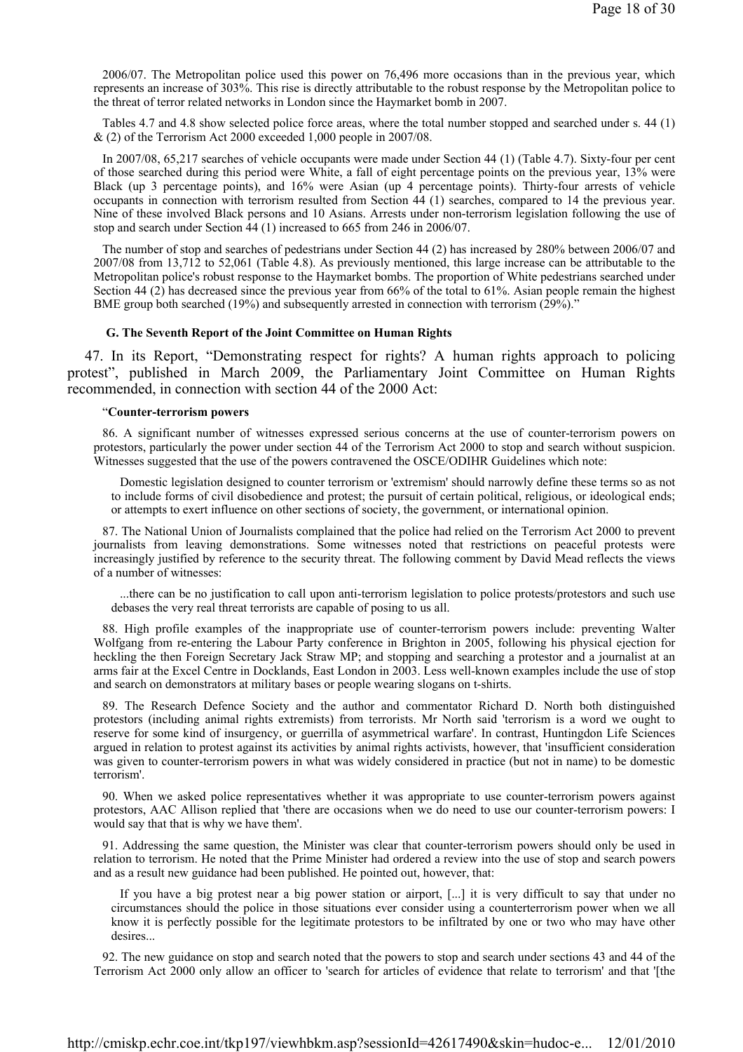2006/07. The Metropolitan police used this power on 76,496 more occasions than in the previous year, which represents an increase of 303%. This rise is directly attributable to the robust response by the Metropolitan police to the threat of terror related networks in London since the Haymarket bomb in 2007.

Tables 4.7 and 4.8 show selected police force areas, where the total number stopped and searched under s. 44 (1) & (2) of the Terrorism Act 2000 exceeded 1,000 people in 2007/08.

In 2007/08, 65,217 searches of vehicle occupants were made under Section 44 (1) (Table 4.7). Sixty-four per cent of those searched during this period were White, a fall of eight percentage points on the previous year, 13% were Black (up 3 percentage points), and 16% were Asian (up 4 percentage points). Thirty-four arrests of vehicle occupants in connection with terrorism resulted from Section 44 (1) searches, compared to 14 the previous year. Nine of these involved Black persons and 10 Asians. Arrests under non-terrorism legislation following the use of stop and search under Section 44 (1) increased to 665 from 246 in 2006/07.

The number of stop and searches of pedestrians under Section 44 (2) has increased by 280% between 2006/07 and 2007/08 from 13,712 to 52,061 (Table 4.8). As previously mentioned, this large increase can be attributable to the Metropolitan police's robust response to the Haymarket bombs. The proportion of White pedestrians searched under Section 44 (2) has decreased since the previous year from 66% of the total to 61%. Asian people remain the highest BME group both searched (19%) and subsequently arrested in connection with terrorism (29%)."

### G. The Seventh Report of the Joint Committee on Human Rights

47. In its Report, "Demonstrating respect for rights? A human rights approach to policing protest", published in March 2009, the Parliamentary Joint Committee on Human Rights recommended, in connection with section 44 of the 2000 Act:

"**Counter-terrorism powers**

86. A significant number of witnesses expressed serious concerns at the use of counter-terrorism powers on protestors, particularly the power under section 44 of the Terrorism Act 2000 to stop and search without suspicion. Witnesses suggested that the use of the powers contravened the OSCE/ODIHR Guidelines which note:

> Domestic legislation designed to counter terrorism or 'extremism' should narrowly define these terms so as not to include forms of civil disobedience and protest; the pursuit of certain political, religious, or ideological ends; or attempts to exert influence on other sections of society, the government, or international opinion.

87. The National Union of Journalists complained that the police had relied on the Terrorism Act 2000 to prevent journalists from leaving demonstrations. Some witnesses noted that restrictions on peaceful protests were increasingly justified by reference to the security threat. The following comment by David Mead reflects the views of a number of witnesses:

> ...there can be no justification to call upon anti-terrorism legislation to police protests/protestors and such use debases the very real threat terrorists are capable of posing to us all.

88. High profile examples of the inappropriate use of counter-terrorism powers include: preventing Walter Wolfgang from re-entering the Labour Party conference in Brighton in 2005, following his physical ejection for heckling the then Foreign Secretary Jack Straw MP; and stopping and searching a protestor and a journalist at an arms fair at the Excel Centre in Docklands, East London in 2003. Less well-known examples include the use of stop and search on demonstrators at military bases or people wearing slogans on t-shirts.

89. The Research Defence Society and the author and commentator Richard D. North both distinguished protestors (including animal rights extremists) from terrorists. Mr North said 'terrorism is a word we ought to reserve for some kind of insurgency, or guerrilla of asymmetrical warfare'. In contrast, Huntingdon Life Sciences argued in relation to protest against its activities by animal rights activists, however, that 'insufficient consideration was given to counter-terrorism powers in what was widely considered in practice (but not in name) to be domestic terrorism'.

90. When we asked police representatives whether it was appropriate to use counter-terrorism powers against protestors, AAC Allison replied that 'there are occasions when we do need to use our counter-terrorism powers: I would say that that is why we have them'.

91. Addressing the same question, the Minister was clear that counter-terrorism powers should only be used in relation to terrorism. He noted that the Prime Minister had ordered a review into the use of stop and search powers and as a result new guidance had been published. He pointed out, however, that:

> If you have a big protest near a big power station or airport, [...] it is very difficult to say that under no circumstances should the police in those situations ever consider using a counterterrorism power when we all know it is perfectly possible for the legitimate protestors to be infiltrated by one or two who may have other desires...

92. The new guidance on stop and search noted that the powers to stop and search under sections 43 and 44 of the Terrorism Act 2000 only allow an officer to 'search for articles of evidence that relate to terrorism' and that '[the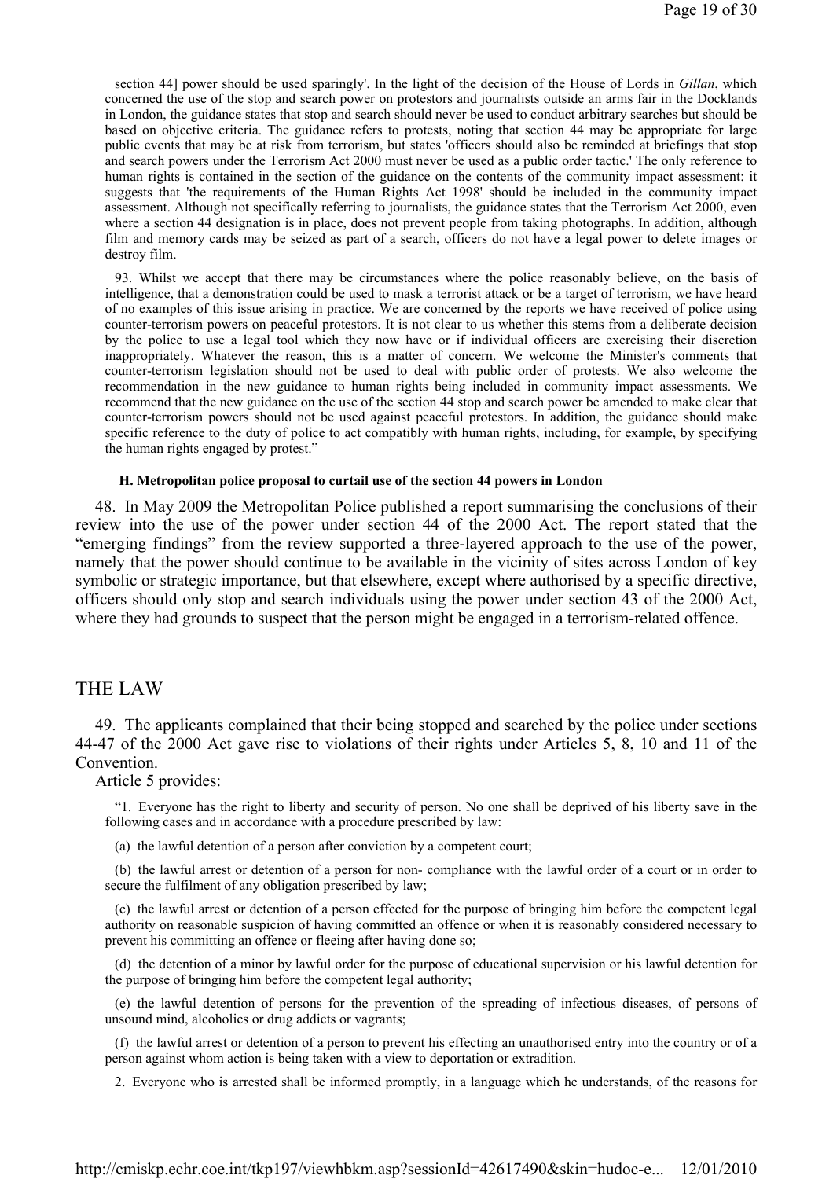section 44] power should be used sparingly'. In the light of the decision of the House of Lords in *Gillan*, which concerned the use of the stop and search power on protestors and journalists outside an arms fair in the Docklands in London, the guidance states that stop and search should never be used to conduct arbitrary searches but should be based on objective criteria. The guidance refers to protests, noting that section 44 may be appropriate for large public events that may be at risk from terrorism, but states 'officers should also be reminded at briefings that stop and search powers under the Terrorism Act 2000 must never be used as a public order tactic.' The only reference to human rights is contained in the section of the guidance on the contents of the community impact assessment: it suggests that 'the requirements of the Human Rights Act 1998' should be included in the community impact assessment. Although not specifically referring to journalists, the guidance states that the Terrorism Act 2000, even where a section 44 designation is in place, does not prevent people from taking photographs. In addition, although film and memory cards may be seized as part of a search, officers do not have a legal power to delete images or destroy film.

> 93. Whilst we accept that there may be circumstances where the police reasonably believe, on the basis of intelligence, that a demonstration could be used to mask a terrorist attack or be a target of terrorism, we have heard of no examples of this issue arising in practice. We are concerned by the reports we have received of police using counter-terrorism powers on peaceful protestors. It is not clear to us whether this stems from a deliberate decision by the police to use a legal tool which they now have or if individual officers are exercising their discretion inappropriately. Whatever the reason, this is a matter of concern. We welcome the Minister's comments that counter-terrorism legislation should not be used to deal with public order of protests. We also welcome the recommendation in the new guidance to human rights being included in community impact assessments. We recommend that the new guidance on the use of the section 44 stop and search power be amended to make clear that counter-terrorism powers should not be used against peaceful protestors. In addition, the guidance should make specific reference to the duty of police to act compatibly with human rights, including, for example, by specifying the human rights engaged by protest."

#### H. Metropolitan police proposal to curtail use of the section 44 powers in London

48. In May 2009 the Metropolitan Police published a report summarising the conclusions of their review into the use of the power under section 44 of the 2000 Act. The report stated that the "emerging findings" from the review supported a three-layered approach to the use of the power, namely that the power should continue to be available in the vicinity of sites across London of key symbolic or strategic importance, but that elsewhere, except where authorised by a specific directive, officers should only stop and search individuals using the power under section 43 of the 2000 Act, where they had grounds to suspect that the person might be engaged in a terrorism-related offence.

## THE LAW

49. The applicants complained that their being stopped and searched by the police under sections 44-47 of the 2000 Act gave rise to violations of their rights under Articles 5, 8, 10 and 11 of the Convention.

Article 5 provides:

> "1. Everyone has the right to liberty and security of person. No one shall be deprived of his liberty save in the following cases and in accordance with a procedure prescribed by law:
>
> (a) the lawful detention of a person after conviction by a competent court;
>
> (b) the lawful arrest or detention of a person for non- compliance with the lawful order of a court or in order to secure the fulfilment of any obligation prescribed by law;
>
> (c) the lawful arrest or detention of a person effected for the purpose of bringing him before the competent legal authority on reasonable suspicion of having committed an offence or when it is reasonably considered necessary to prevent his committing an offence or fleeing after having done so;
>
> (d) the detention of a minor by lawful order for the purpose of educational supervision or his lawful detention for the purpose of bringing him before the competent legal authority;
>
> (e) the lawful detention of persons for the prevention of the spreading of infectious diseases, of persons of unsound mind, alcoholics or drug addicts or vagrants;
>
> (f) the lawful arrest or detention of a person to prevent his effecting an unauthorised entry into the country or of a person against whom action is being taken with a view to deportation or extradition.
>
> 2. Everyone who is arrested shall be informed promptly, in a language which he understands, of the reasons for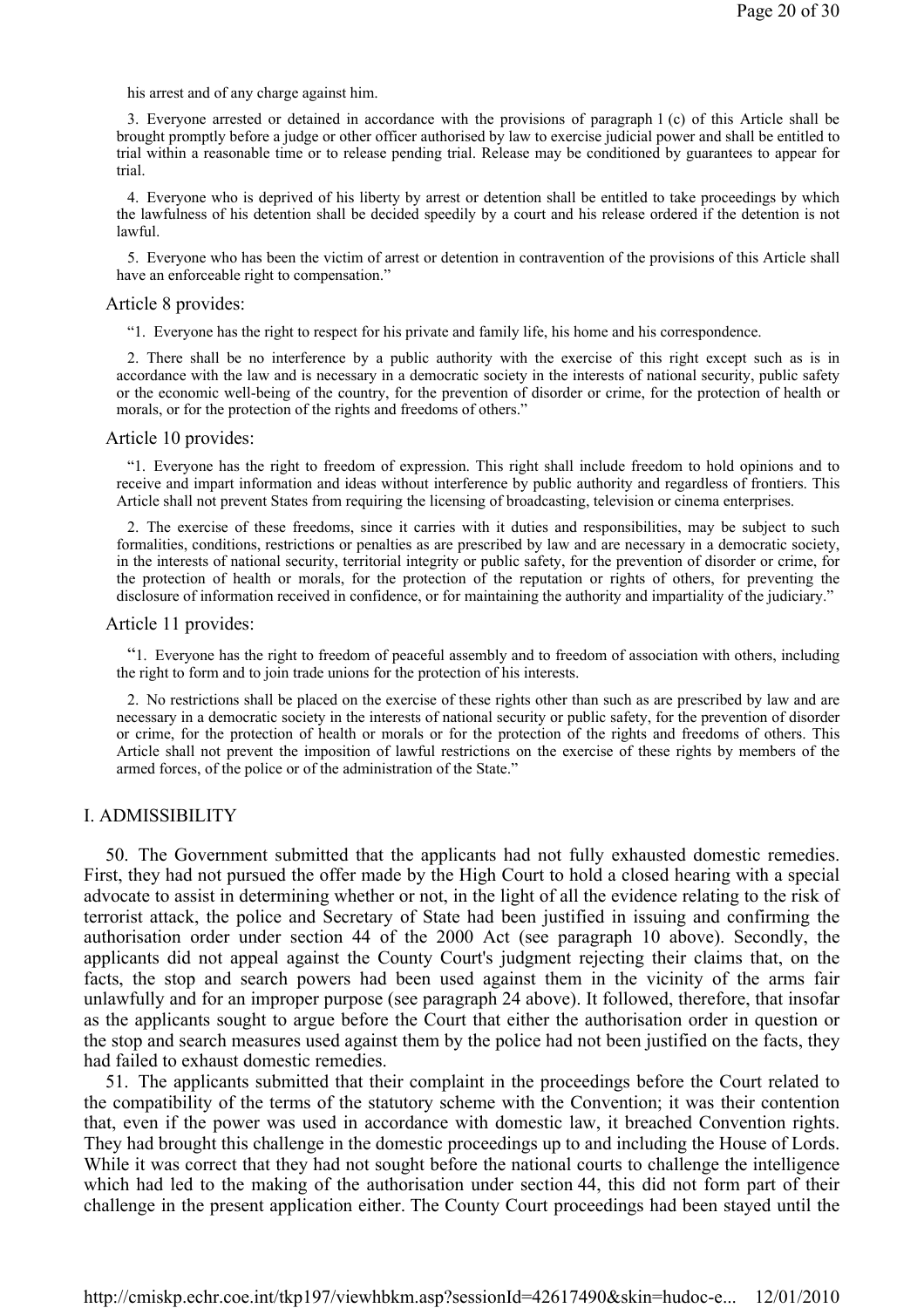his arrest and of any charge against him.

> 3. Everyone arrested or detained in accordance with the provisions of paragraph 1 (c) of this Article shall be brought promptly before a judge or other officer authorised by law to exercise judicial power and shall be entitled to trial within a reasonable time or to release pending trial. Release may be conditioned by guarantees to appear for trial.
>
> 4. Everyone who is deprived of his liberty by arrest or detention shall be entitled to take proceedings by which the lawfulness of his detention shall be decided speedily by a court and his release ordered if the detention is not lawful.
>
> 5. Everyone who has been the victim of arrest or detention in contravention of the provisions of this Article shall have an enforceable right to compensation."

Article 8 provides:

> "1. Everyone has the right to respect for his private and family life, his home and his correspondence.
>
> 2. There shall be no interference by a public authority with the exercise of this right except such as is in accordance with the law and is necessary in a democratic society in the interests of national security, public safety or the economic well-being of the country, for the prevention of disorder or crime, for the protection of health or morals, or for the protection of the rights and freedoms of others."

Article 10 provides:

> "1. Everyone has the right to freedom of expression. This right shall include freedom to hold opinions and to receive and impart information and ideas without interference by public authority and regardless of frontiers. This Article shall not prevent States from requiring the licensing of broadcasting, television or cinema enterprises.
>
> 2. The exercise of these freedoms, since it carries with it duties and responsibilities, may be subject to such formalities, conditions, restrictions or penalties as are prescribed by law and are necessary in a democratic society, in the interests of national security, territorial integrity or public safety, for the prevention of disorder or crime, for the protection of health or morals, for the protection of the reputation or rights of others, for preventing the disclosure of information received in confidence, or for maintaining the authority and impartiality of the judiciary."

Article 11 provides:

> "1. Everyone has the right to freedom of peaceful assembly and to freedom of association with others, including the right to form and to join trade unions for the protection of his interests.
>
> 2. No restrictions shall be placed on the exercise of these rights other than such as are prescribed by law and are necessary in a democratic society in the interests of national security or public safety, for the prevention of disorder or crime, for the protection of health or morals or for the protection of the rights and freedoms of others. This Article shall not prevent the imposition of lawful restrictions on the exercise of these rights by members of the armed forces, of the police or of the administration of the State."

## I. ADMISSIBILITY

50. The Government submitted that the applicants had not fully exhausted domestic remedies. First, they had not pursued the offer made by the High Court to hold a closed hearing with a special advocate to assist in determining whether or not, in the light of all the evidence relating to the risk of terrorist attack, the police and Secretary of State had been justified in issuing and confirming the authorisation order under section 44 of the 2000 Act (see paragraph 10 above). Secondly, the applicants did not appeal against the County Court's judgment rejecting their claims that, on the facts, the stop and search powers had been used against them in the vicinity of the arms fair unlawfully and for an improper purpose (see paragraph 24 above). It followed, therefore, that insofar as the applicants sought to argue before the Court that either the authorisation order in question or the stop and search measures used against them by the police had not been justified on the facts, they had failed to exhaust domestic remedies.

51. The applicants submitted that their complaint in the proceedings before the Court related to the compatibility of the terms of the statutory scheme with the Convention; it was their contention that, even if the power was used in accordance with domestic law, it breached Convention rights. They had brought this challenge in the domestic proceedings up to and including the House of Lords. While it was correct that they had not sought before the national courts to challenge the intelligence which had led to the making of the authorisation under section 44, this did not form part of their challenge in the present application either. The County Court proceedings had been stayed until the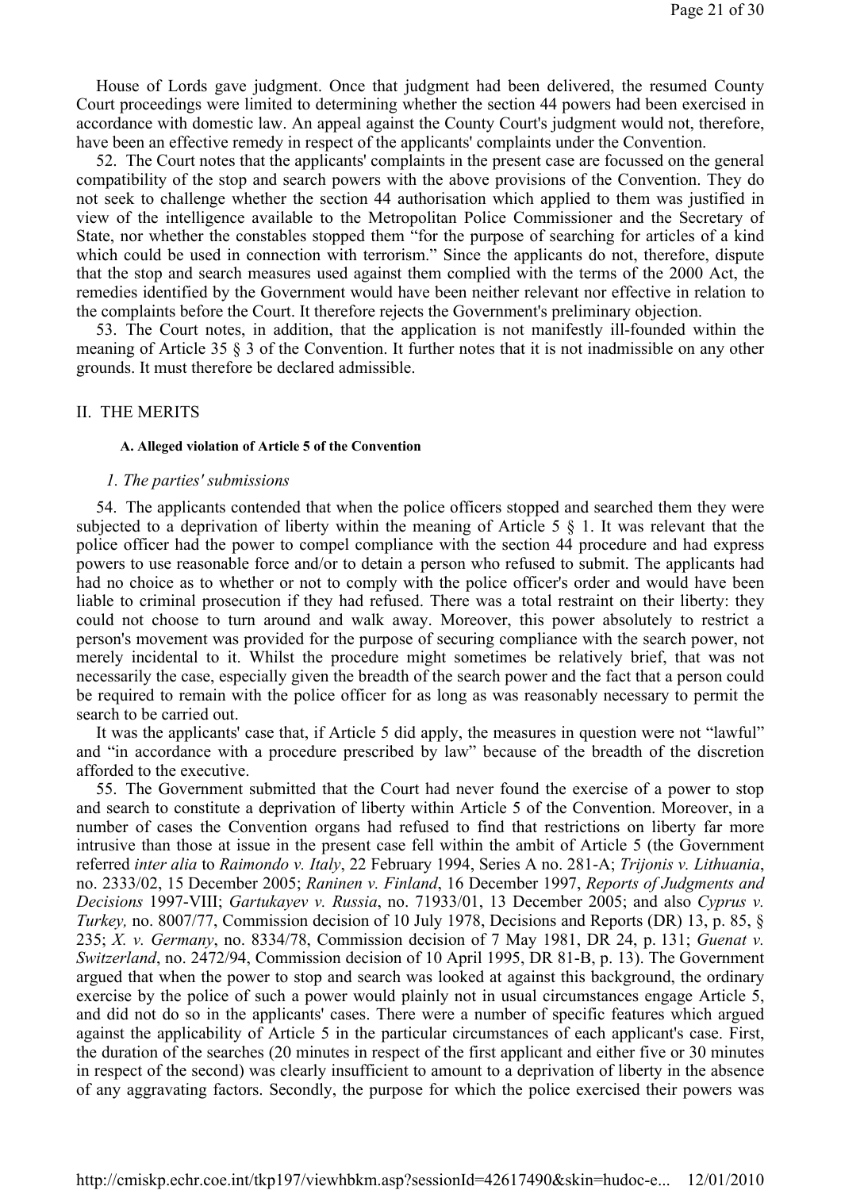House of Lords gave judgment. Once that judgment had been delivered, the resumed County Court proceedings were limited to determining whether the section 44 powers had been exercised in accordance with domestic law. An appeal against the County Court's judgment would not, therefore, have been an effective remedy in respect of the applicants' complaints under the Convention.

52. The Court notes that the applicants' complaints in the present case are focussed on the general compatibility of the stop and search powers with the above provisions of the Convention. They do not seek to challenge whether the section 44 authorisation which applied to them was justified in view of the intelligence available to the Metropolitan Police Commissioner and the Secretary of State, nor whether the constables stopped them "for the purpose of searching for articles of a kind which could be used in connection with terrorism." Since the applicants do not, therefore, dispute that the stop and search measures used against them complied with the terms of the 2000 Act, the remedies identified by the Government would have been neither relevant nor effective in relation to the complaints before the Court. It therefore rejects the Government's preliminary objection.

53. The Court notes, in addition, that the application is not manifestly ill-founded within the meaning of Article 35 § 3 of the Convention. It further notes that it is not inadmissible on any other grounds. It must therefore be declared admissible.

## II. THE MERITS

### A. Alleged violation of Article 5 of the Convention

#### *1. The parties' submissions*

54. The applicants contended that when the police officers stopped and searched them they were subjected to a deprivation of liberty within the meaning of Article 5 § 1. It was relevant that the police officer had the power to compel compliance with the section 44 procedure and had express powers to use reasonable force and/or to detain a person who refused to submit. The applicants had had no choice as to whether or not to comply with the police officer's order and would have been liable to criminal prosecution if they had refused. There was a total restraint on their liberty: they could not choose to turn around and walk away. Moreover, this power absolutely to restrict a person's movement was provided for the purpose of securing compliance with the search power, not merely incidental to it. Whilst the procedure might sometimes be relatively brief, that was not necessarily the case, especially given the breadth of the search power and the fact that a person could be required to remain with the police officer for as long as was reasonably necessary to permit the search to be carried out.

It was the applicants' case that, if Article 5 did apply, the measures in question were not "lawful" and "in accordance with a procedure prescribed by law" because of the breadth of the discretion afforded to the executive.

55. The Government submitted that the Court had never found the exercise of a power to stop and search to constitute a deprivation of liberty within Article 5 of the Convention. Moreover, in a number of cases the Convention organs had refused to find that restrictions on liberty far more intrusive than those at issue in the present case fell within the ambit of Article 5 (the Government referred *inter alia* to *Raimondo v. Italy*, 22 February 1994, Series A no. 281-A; *Trijonis v. Lithuania*, no. 2333/02, 15 December 2005; *Raninen v. Finland*, 16 December 1997, *Reports of Judgments and Decisions* 1997-VIII; *Gartukayev v. Russia*, no. 71933/01, 13 December 2005; and also *Cyprus v. Turkey,* no. 8007/77, Commission decision of 10 July 1978, Decisions and Reports (DR) 13, p. 85, § 235; *X. v. Germany*, no. 8334/78, Commission decision of 7 May 1981, DR 24, p. 131; *Guenat v. Switzerland*, no. 2472/94, Commission decision of 10 April 1995, DR 81-B, p. 13). The Government argued that when the power to stop and search was looked at against this background, the ordinary exercise by the police of such a power would plainly not in usual circumstances engage Article 5, and did not do so in the applicants' cases. There were a number of specific features which argued against the applicability of Article 5 in the particular circumstances of each applicant's case. First, the duration of the searches (20 minutes in respect of the first applicant and either five or 30 minutes in respect of the second) was clearly insufficient to amount to a deprivation of liberty in the absence of any aggravating factors. Secondly, the purpose for which the police exercised their powers was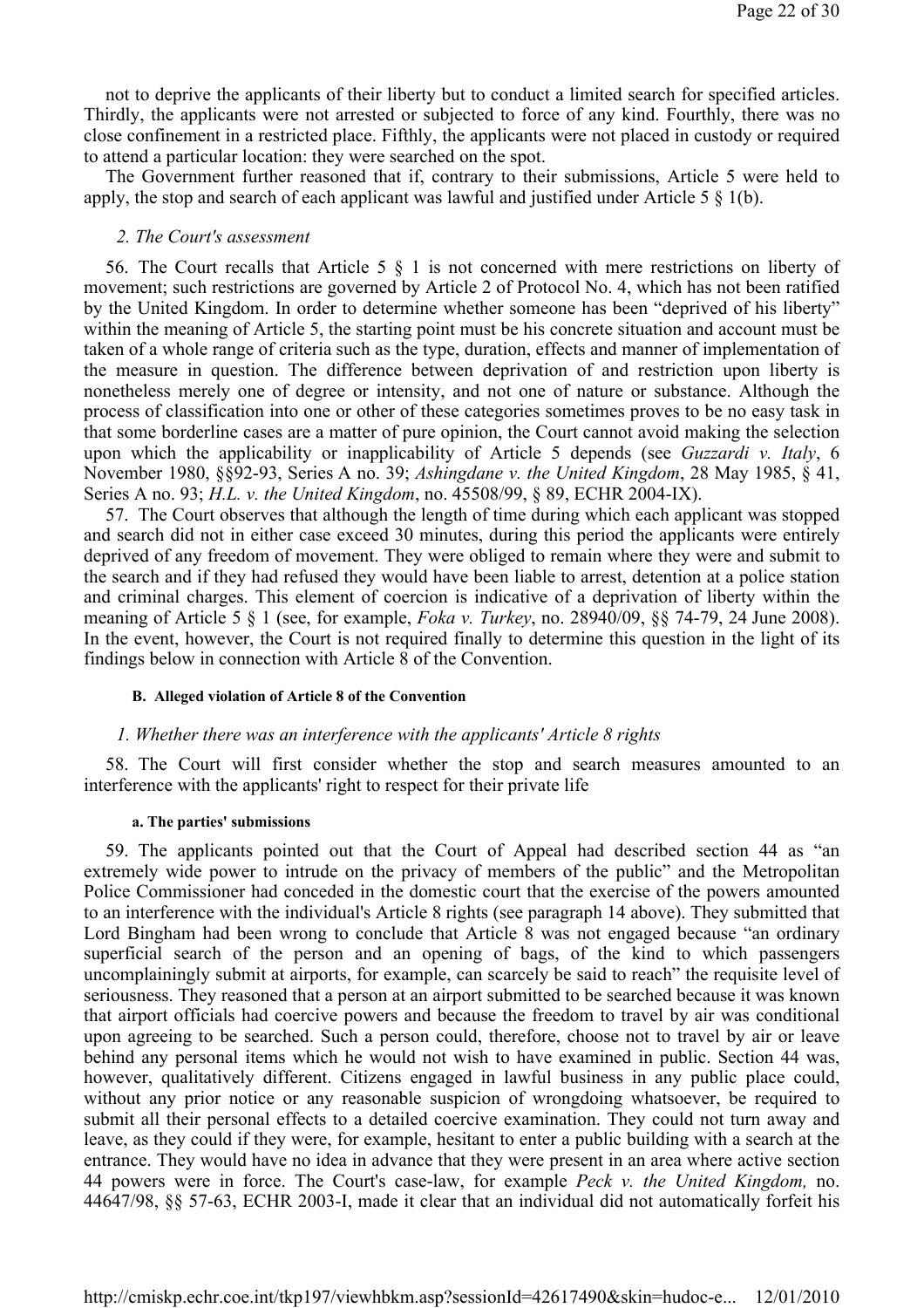not to deprive the applicants of their liberty but to conduct a limited search for specified articles. Thirdly, the applicants were not arrested or subjected to force of any kind. Fourthly, there was no close confinement in a restricted place. Fifthly, the applicants were not placed in custody or required to attend a particular location: they were searched on the spot.

The Government further reasoned that if, contrary to their submissions, Article 5 were held to apply, the stop and search of each applicant was lawful and justified under Article 5 § 1(b).

### *2. The Court's assessment*

56. The Court recalls that Article 5 § 1 is not concerned with mere restrictions on liberty of movement; such restrictions are governed by Article 2 of Protocol No. 4, which has not been ratified by the United Kingdom. In order to determine whether someone has been "deprived of his liberty" within the meaning of Article 5, the starting point must be his concrete situation and account must be taken of a whole range of criteria such as the type, duration, effects and manner of implementation of the measure in question. The difference between deprivation of and restriction upon liberty is nonetheless merely one of degree or intensity, and not one of nature or substance. Although the process of classification into one or other of these categories sometimes proves to be no easy task in that some borderline cases are a matter of pure opinion, the Court cannot avoid making the selection upon which the applicability or inapplicability of Article 5 depends (see *Guzzardi v. Italy*, 6 November 1980, §§92-93, Series A no. 39; *Ashingdane v. the United Kingdom*, 28 May 1985, § 41, Series A no. 93; *H.L. v. the United Kingdom*, no. 45508/99, § 89, ECHR 2004-IX).

57. The Court observes that although the length of time during which each applicant was stopped and search did not in either case exceed 30 minutes, during this period the applicants were entirely deprived of any freedom of movement. They were obliged to remain where they were and submit to the search and if they had refused they would have been liable to arrest, detention at a police station and criminal charges. This element of coercion is indicative of a deprivation of liberty within the meaning of Article 5 § 1 (see, for example, *Foka v. Turkey*, no. 28940/09, §§ 74-79, 24 June 2008). In the event, however, the Court is not required finally to determine this question in the light of its findings below in connection with Article 8 of the Convention.

#### **B. Alleged violation of Article 8 of the Convention**

### *1. Whether there was an interference with the applicants' Article 8 rights*

58. The Court will first consider whether the stop and search measures amounted to an interference with the applicants' right to respect for their private life

#### **a. The parties' submissions**

59. The applicants pointed out that the Court of Appeal had described section 44 as "an extremely wide power to intrude on the privacy of members of the public" and the Metropolitan Police Commissioner had conceded in the domestic court that the exercise of the powers amounted to an interference with the individual's Article 8 rights (see paragraph 14 above). They submitted that Lord Bingham had been wrong to conclude that Article 8 was not engaged because "an ordinary superficial search of the person and an opening of bags, of the kind to which passengers uncomplainingly submit at airports, for example, can scarcely be said to reach" the requisite level of seriousness. They reasoned that a person at an airport submitted to be searched because it was known that airport officials had coercive powers and because the freedom to travel by air was conditional upon agreeing to be searched. Such a person could, therefore, choose not to travel by air or leave behind any personal items which he would not wish to have examined in public. Section 44 was, however, qualitatively different. Citizens engaged in lawful business in any public place could, without any prior notice or any reasonable suspicion of wrongdoing whatsoever, be required to submit all their personal effects to a detailed coercive examination. They could not turn away and leave, as they could if they were, for example, hesitant to enter a public building with a search at the entrance. They would have no idea in advance that they were present in an area where active section 44 powers were in force. The Court's case-law, for example *Peck v. the United Kingdom,* no. 44647/98, §§ 57-63, ECHR 2003-I, made it clear that an individual did not automatically forfeit his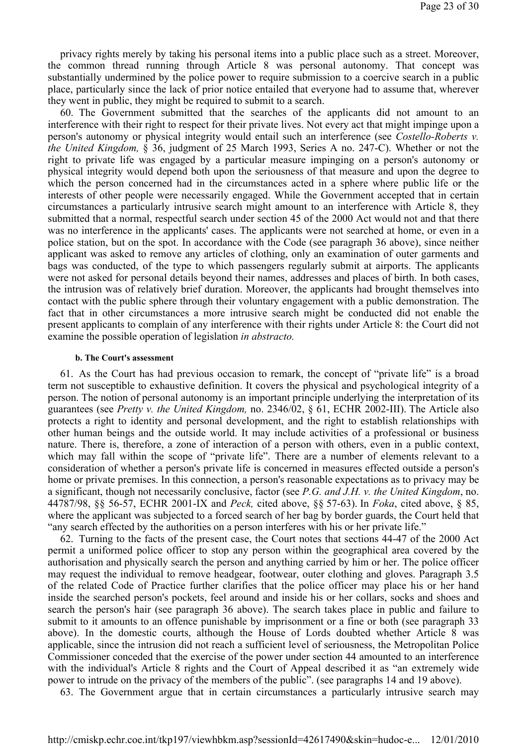privacy rights merely by taking his personal items into a public place such as a street. Moreover, the common thread running through Article 8 was personal autonomy. That concept was substantially undermined by the police power to require submission to a coercive search in a public place, particularly since the lack of prior notice entailed that everyone had to assume that, wherever they went in public, they might be required to submit to a search.

60. The Government submitted that the searches of the applicants did not amount to an interference with their right to respect for their private lives. Not every act that might impinge upon a person's autonomy or physical integrity would entail such an interference (see *Costello-Roberts v. the United Kingdom,* § 36, judgment of 25 March 1993, Series A no. 247-C). Whether or not the right to private life was engaged by a particular measure impinging on a person's autonomy or physical integrity would depend both upon the seriousness of that measure and upon the degree to which the person concerned had in the circumstances acted in a sphere where public life or the interests of other people were necessarily engaged. While the Government accepted that in certain circumstances a particularly intrusive search might amount to an interference with Article 8, they submitted that a normal, respectful search under section 45 of the 2000 Act would not and that there was no interference in the applicants' cases. The applicants were not searched at home, or even in a police station, but on the spot. In accordance with the Code (see paragraph 36 above), since neither applicant was asked to remove any articles of clothing, only an examination of outer garments and bags was conducted, of the type to which passengers regularly submit at airports. The applicants were not asked for personal details beyond their names, addresses and places of birth. In both cases, the intrusion was of relatively brief duration. Moreover, the applicants had brought themselves into contact with the public sphere through their voluntary engagement with a public demonstration. The fact that in other circumstances a more intrusive search might be conducted did not enable the present applicants to complain of any interference with their rights under Article 8: the Court did not examine the possible operation of legislation *in abstracto.*

#### b. The Court's assessment

61. As the Court has had previous occasion to remark, the concept of "private life" is a broad term not susceptible to exhaustive definition. It covers the physical and psychological integrity of a person. The notion of personal autonomy is an important principle underlying the interpretation of its guarantees (see *Pretty v. the United Kingdom,* no. 2346/02, § 61, ECHR 2002-III). The Article also protects a right to identity and personal development, and the right to establish relationships with other human beings and the outside world. It may include activities of a professional or business nature. There is, therefore, a zone of interaction of a person with others, even in a public context, which may fall within the scope of "private life". There are a number of elements relevant to a consideration of whether a person's private life is concerned in measures effected outside a person's home or private premises. In this connection, a person's reasonable expectations as to privacy may be a significant, though not necessarily conclusive, factor (see *P.G. and J.H. v. the United Kingdom*, no. 44787/98, §§ 56-57, ECHR 2001-IX and *Peck,* cited above, §§ 57-63). In *Foka*, cited above, § 85, where the applicant was subjected to a forced search of her bag by border guards, the Court held that "any search effected by the authorities on a person interferes with his or her private life."

62. Turning to the facts of the present case, the Court notes that sections 44-47 of the 2000 Act permit a uniformed police officer to stop any person within the geographical area covered by the authorisation and physically search the person and anything carried by him or her. The police officer may request the individual to remove headgear, footwear, outer clothing and gloves. Paragraph 3.5 of the related Code of Practice further clarifies that the police officer may place his or her hand inside the searched person's pockets, feel around and inside his or her collars, socks and shoes and search the person's hair (see paragraph 36 above). The search takes place in public and failure to submit to it amounts to an offence punishable by imprisonment or a fine or both (see paragraph 33 above). In the domestic courts, although the House of Lords doubted whether Article 8 was applicable, since the intrusion did not reach a sufficient level of seriousness, the Metropolitan Police Commissioner conceded that the exercise of the power under section 44 amounted to an interference with the individual's Article 8 rights and the Court of Appeal described it as "an extremely wide power to intrude on the privacy of the members of the public". (see paragraphs 14 and 19 above).

63. The Government argue that in certain circumstances a particularly intrusive search may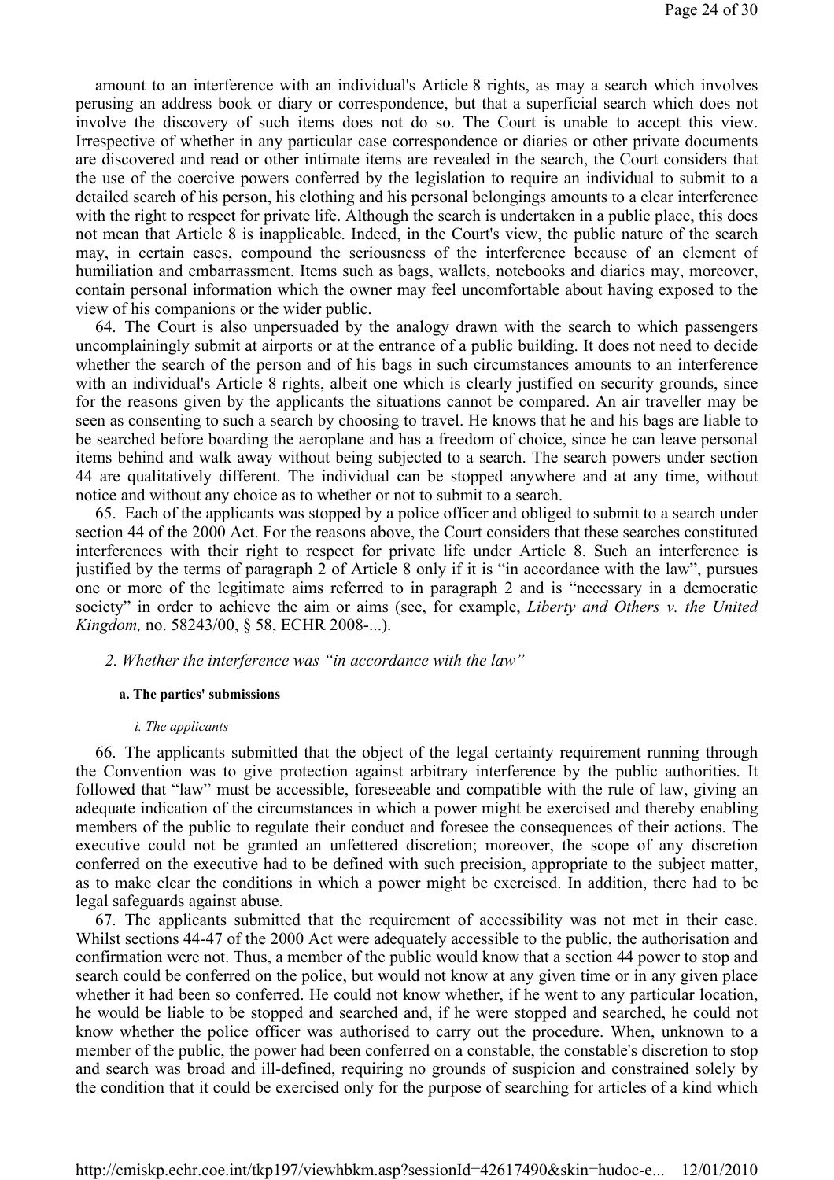amount to an interference with an individual's Article 8 rights, as may a search which involves perusing an address book or diary or correspondence, but that a superficial search which does not involve the discovery of such items does not do so. The Court is unable to accept this view. Irrespective of whether in any particular case correspondence or diaries or other private documents are discovered and read or other intimate items are revealed in the search, the Court considers that the use of the coercive powers conferred by the legislation to require an individual to submit to a detailed search of his person, his clothing and his personal belongings amounts to a clear interference with the right to respect for private life. Although the search is undertaken in a public place, this does not mean that Article 8 is inapplicable. Indeed, in the Court's view, the public nature of the search may, in certain cases, compound the seriousness of the interference because of an element of humiliation and embarrassment. Items such as bags, wallets, notebooks and diaries may, moreover, contain personal information which the owner may feel uncomfortable about having exposed to the view of his companions or the wider public.

64. The Court is also unpersuaded by the analogy drawn with the search to which passengers uncomplainingly submit at airports or at the entrance of a public building. It does not need to decide whether the search of the person and of his bags in such circumstances amounts to an interference with an individual's Article 8 rights, albeit one which is clearly justified on security grounds, since for the reasons given by the applicants the situations cannot be compared. An air traveller may be seen as consenting to such a search by choosing to travel. He knows that he and his bags are liable to be searched before boarding the aeroplane and has a freedom of choice, since he can leave personal items behind and walk away without being subjected to a search. The search powers under section 44 are qualitatively different. The individual can be stopped anywhere and at any time, without notice and without any choice as to whether or not to submit to a search.

65. Each of the applicants was stopped by a police officer and obliged to submit to a search under section 44 of the 2000 Act. For the reasons above, the Court considers that these searches constituted interferences with their right to respect for private life under Article 8. Such an interference is justified by the terms of paragraph 2 of Article 8 only if it is "in accordance with the law", pursues one or more of the legitimate aims referred to in paragraph 2 and is "necessary in a democratic society" in order to achieve the aim or aims (see, for example, *Liberty and Others v. the United Kingdom,* no. 58243/00, § 58, ECHR 2008-...).

### *2. Whether the interference was "in accordance with the law"*

#### **a. The parties' submissions**

##### *i. The applicants*

66. The applicants submitted that the object of the legal certainty requirement running through the Convention was to give protection against arbitrary interference by the public authorities. It followed that "law" must be accessible, foreseeable and compatible with the rule of law, giving an adequate indication of the circumstances in which a power might be exercised and thereby enabling members of the public to regulate their conduct and foresee the consequences of their actions. The executive could not be granted an unfettered discretion; moreover, the scope of any discretion conferred on the executive had to be defined with such precision, appropriate to the subject matter, as to make clear the conditions in which a power might be exercised. In addition, there had to be legal safeguards against abuse.

67. The applicants submitted that the requirement of accessibility was not met in their case. Whilst sections 44-47 of the 2000 Act were adequately accessible to the public, the authorisation and confirmation were not. Thus, a member of the public would know that a section 44 power to stop and search could be conferred on the police, but would not know at any given time or in any given place whether it had been so conferred. He could not know whether, if he went to any particular location, he would be liable to be stopped and searched and, if he were stopped and searched, he could not know whether the police officer was authorised to carry out the procedure. When, unknown to a member of the public, the power had been conferred on a constable, the constable's discretion to stop and search was broad and ill-defined, requiring no grounds of suspicion and constrained solely by the condition that it could be exercised only for the purpose of searching for articles of a kind which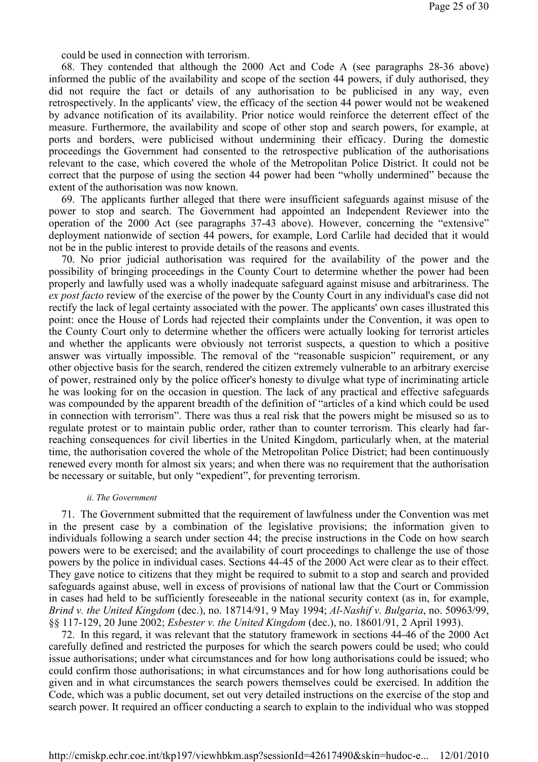could be used in connection with terrorism.

68. They contended that although the 2000 Act and Code A (see paragraphs 28-36 above) informed the public of the availability and scope of the section 44 powers, if duly authorised, they did not require the fact or details of any authorisation to be publicised in any way, even retrospectively. In the applicants' view, the efficacy of the section 44 power would not be weakened by advance notification of its availability. Prior notice would reinforce the deterrent effect of the measure. Furthermore, the availability and scope of other stop and search powers, for example, at ports and borders, were publicised without undermining their efficacy. During the domestic proceedings the Government had consented to the retrospective publication of the authorisations relevant to the case, which covered the whole of the Metropolitan Police District. It could not be correct that the purpose of using the section 44 power had been "wholly undermined" because the extent of the authorisation was now known.

69. The applicants further alleged that there were insufficient safeguards against misuse of the power to stop and search. The Government had appointed an Independent Reviewer into the operation of the 2000 Act (see paragraphs 37-43 above). However, concerning the "extensive" deployment nationwide of section 44 powers, for example, Lord Carlile had decided that it would not be in the public interest to provide details of the reasons and events.

70. No prior judicial authorisation was required for the availability of the power and the possibility of bringing proceedings in the County Court to determine whether the power had been properly and lawfully used was a wholly inadequate safeguard against misuse and arbitrariness. The *ex post facto* review of the exercise of the power by the County Court in any individual's case did not rectify the lack of legal certainty associated with the power. The applicants' own cases illustrated this point: once the House of Lords had rejected their complaints under the Convention, it was open to the County Court only to determine whether the officers were actually looking for terrorist articles and whether the applicants were obviously not terrorist suspects, a question to which a positive answer was virtually impossible. The removal of the "reasonable suspicion" requirement, or any other objective basis for the search, rendered the citizen extremely vulnerable to an arbitrary exercise of power, restrained only by the police officer's honesty to divulge what type of incriminating article he was looking for on the occasion in question. The lack of any practical and effective safeguards was compounded by the apparent breadth of the definition of "articles of a kind which could be used in connection with terrorism". There was thus a real risk that the powers might be misused so as to regulate protest or to maintain public order, rather than to counter terrorism. This clearly had far-reaching consequences for civil liberties in the United Kingdom, particularly when, at the material time, the authorisation covered the whole of the Metropolitan Police District; had been continuously renewed every month for almost six years; and when there was no requirement that the authorisation be necessary or suitable, but only "expedient", for preventing terrorism.

#### *ii. The Government*

71. The Government submitted that the requirement of lawfulness under the Convention was met in the present case by a combination of the legislative provisions; the information given to individuals following a search under section 44; the precise instructions in the Code on how search powers were to be exercised; and the availability of court proceedings to challenge the use of those powers by the police in individual cases. Sections 44-45 of the 2000 Act were clear as to their effect. They gave notice to citizens that they might be required to submit to a stop and search and provided safeguards against abuse, well in excess of provisions of national law that the Court or Commission in cases had held to be sufficiently foreseeable in the national security context (as in, for example, *Brind v. the United Kingdom* (dec.), no. 18714/91, 9 May 1994; *Al-Nashif v. Bulgaria*, no. 50963/99, §§ 117-129, 20 June 2002; *Esbester v. the United Kingdom* (dec.), no. 18601/91, 2 April 1993).

72. In this regard, it was relevant that the statutory framework in sections 44-46 of the 2000 Act carefully defined and restricted the purposes for which the search powers could be used; who could issue authorisations; under what circumstances and for how long authorisations could be issued; who could confirm those authorisations; in what circumstances and for how long authorisations could be given and in what circumstances the search powers themselves could be exercised. In addition the Code, which was a public document, set out very detailed instructions on the exercise of the stop and search power. It required an officer conducting a search to explain to the individual who was stopped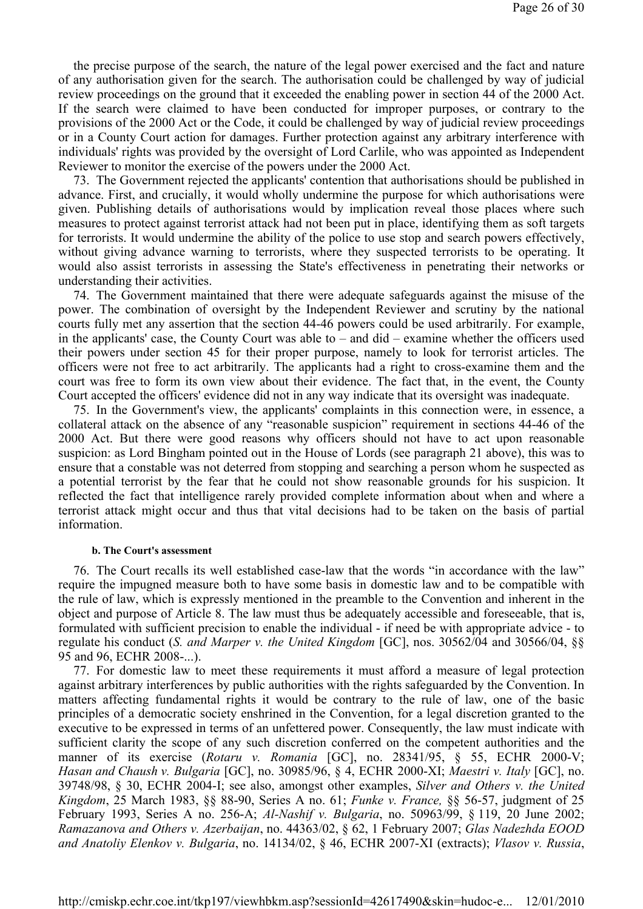the precise purpose of the search, the nature of the legal power exercised and the fact and nature of any authorisation given for the search. The authorisation could be challenged by way of judicial review proceedings on the ground that it exceeded the enabling power in section 44 of the 2000 Act. If the search were claimed to have been conducted for improper purposes, or contrary to the provisions of the 2000 Act or the Code, it could be challenged by way of judicial review proceedings or in a County Court action for damages. Further protection against any arbitrary interference with individuals' rights was provided by the oversight of Lord Carlile, who was appointed as Independent Reviewer to monitor the exercise of the powers under the 2000 Act.

73. The Government rejected the applicants' contention that authorisations should be published in advance. First, and crucially, it would wholly undermine the purpose for which authorisations were given. Publishing details of authorisations would by implication reveal those places where such measures to protect against terrorist attack had not been put in place, identifying them as soft targets for terrorists. It would undermine the ability of the police to use stop and search powers effectively, without giving advance warning to terrorists, where they suspected terrorists to be operating. It would also assist terrorists in assessing the State's effectiveness in penetrating their networks or understanding their activities.

74. The Government maintained that there were adequate safeguards against the misuse of the power. The combination of oversight by the Independent Reviewer and scrutiny by the national courts fully met any assertion that the section 44-46 powers could be used arbitrarily. For example, in the applicants' case, the County Court was able to – and did – examine whether the officers used their powers under section 45 for their proper purpose, namely to look for terrorist articles. The officers were not free to act arbitrarily. The applicants had a right to cross-examine them and the court was free to form its own view about their evidence. The fact that, in the event, the County Court accepted the officers' evidence did not in any way indicate that its oversight was inadequate.

75. In the Government's view, the applicants' complaints in this connection were, in essence, a collateral attack on the absence of any "reasonable suspicion" requirement in sections 44-46 of the 2000 Act. But there were good reasons why officers should not have to act upon reasonable suspicion: as Lord Bingham pointed out in the House of Lords (see paragraph 21 above), this was to ensure that a constable was not deterred from stopping and searching a person whom he suspected as a potential terrorist by the fear that he could not show reasonable grounds for his suspicion. It reflected the fact that intelligence rarely provided complete information about when and where a terrorist attack might occur and thus that vital decisions had to be taken on the basis of partial information.

#### b. The Court's assessment

76. The Court recalls its well established case-law that the words "in accordance with the law" require the impugned measure both to have some basis in domestic law and to be compatible with the rule of law, which is expressly mentioned in the preamble to the Convention and inherent in the object and purpose of Article 8. The law must thus be adequately accessible and foreseeable, that is, formulated with sufficient precision to enable the individual - if need be with appropriate advice - to regulate his conduct (*S. and Marper v. the United Kingdom* [GC], nos. 30562/04 and 30566/04, §§ 95 and 96, ECHR 2008-...).

77. For domestic law to meet these requirements it must afford a measure of legal protection against arbitrary interferences by public authorities with the rights safeguarded by the Convention. In matters affecting fundamental rights it would be contrary to the rule of law, one of the basic principles of a democratic society enshrined in the Convention, for a legal discretion granted to the executive to be expressed in terms of an unfettered power. Consequently, the law must indicate with sufficient clarity the scope of any such discretion conferred on the competent authorities and the manner of its exercise (*Rotaru v. Romania* [GC], no. 28341/95, § 55, ECHR 2000-V; *Hasan and Chaush v. Bulgaria* [GC], no. 30985/96, § 4, ECHR 2000-XI; *Maestri v. Italy* [GC], no. 39748/98, § 30, ECHR 2004-I; see also, amongst other examples, *Silver and Others v. the United Kingdom*, 25 March 1983, §§ 88-90, Series A no. 61; *Funke v. France,* §§ 56-57, judgment of 25 February 1993, Series A no. 256-A; *Al-Nashif v. Bulgaria*, no. 50963/99, § 119, 20 June 2002; *Ramazanova and Others v. Azerbaijan*, no. 44363/02, § 62, 1 February 2007; *Glas Nadezhda EOOD and Anatoliy Elenkov v. Bulgaria*, no. 14134/02, § 46, ECHR 2007-XI (extracts); *Vlasov v. Russia*,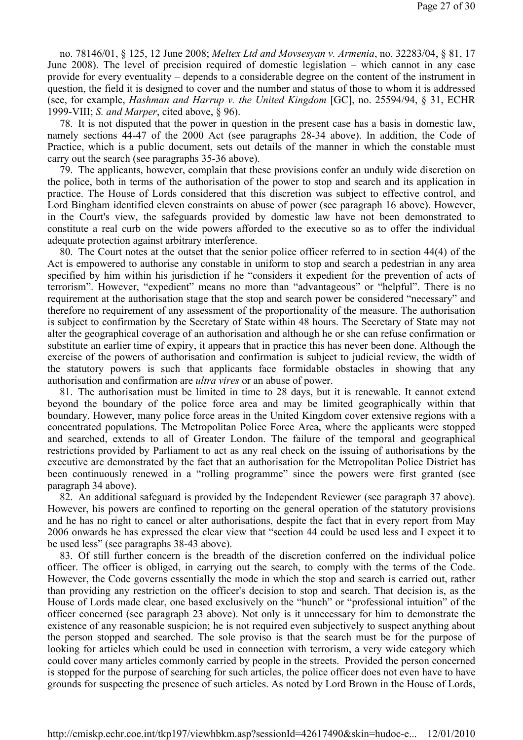no. 78146/01, § 125, 12 June 2008; *Meltex Ltd and Movsesyan v. Armenia*, no. 32283/04, § 81, 17 June 2008). The level of precision required of domestic legislation – which cannot in any case provide for every eventuality – depends to a considerable degree on the content of the instrument in question, the field it is designed to cover and the number and status of those to whom it is addressed (see, for example, *Hashman and Harrup v. the United Kingdom* [GC], no. 25594/94, § 31, ECHR 1999-VIII; *S. and Marper*, cited above, § 96).

78. It is not disputed that the power in question in the present case has a basis in domestic law, namely sections 44-47 of the 2000 Act (see paragraphs 28-34 above). In addition, the Code of Practice, which is a public document, sets out details of the manner in which the constable must carry out the search (see paragraphs 35-36 above).

79. The applicants, however, complain that these provisions confer an unduly wide discretion on the police, both in terms of the authorisation of the power to stop and search and its application in practice. The House of Lords considered that this discretion was subject to effective control, and Lord Bingham identified eleven constraints on abuse of power (see paragraph 16 above). However, in the Court's view, the safeguards provided by domestic law have not been demonstrated to constitute a real curb on the wide powers afforded to the executive so as to offer the individual adequate protection against arbitrary interference.

80. The Court notes at the outset that the senior police officer referred to in section 44(4) of the Act is empowered to authorise any constable in uniform to stop and search a pedestrian in any area specified by him within his jurisdiction if he "considers it expedient for the prevention of acts of terrorism". However, "expedient" means no more than "advantageous" or "helpful". There is no requirement at the authorisation stage that the stop and search power be considered "necessary" and therefore no requirement of any assessment of the proportionality of the measure. The authorisation is subject to confirmation by the Secretary of State within 48 hours. The Secretary of State may not alter the geographical coverage of an authorisation and although he or she can refuse confirmation or substitute an earlier time of expiry, it appears that in practice this has never been done. Although the exercise of the powers of authorisation and confirmation is subject to judicial review, the width of the statutory powers is such that applicants face formidable obstacles in showing that any authorisation and confirmation are *ultra vires* or an abuse of power.

81. The authorisation must be limited in time to 28 days, but it is renewable. It cannot extend beyond the boundary of the police force area and may be limited geographically within that boundary. However, many police force areas in the United Kingdom cover extensive regions with a concentrated populations. The Metropolitan Police Force Area, where the applicants were stopped and searched, extends to all of Greater London. The failure of the temporal and geographical restrictions provided by Parliament to act as any real check on the issuing of authorisations by the executive are demonstrated by the fact that an authorisation for the Metropolitan Police District has been continuously renewed in a "rolling programme" since the powers were first granted (see paragraph 34 above).

82. An additional safeguard is provided by the Independent Reviewer (see paragraph 37 above). However, his powers are confined to reporting on the general operation of the statutory provisions and he has no right to cancel or alter authorisations, despite the fact that in every report from May 2006 onwards he has expressed the clear view that "section 44 could be used less and I expect it to be used less" (see paragraphs 38-43 above).

83. Of still further concern is the breadth of the discretion conferred on the individual police officer. The officer is obliged, in carrying out the search, to comply with the terms of the Code. However, the Code governs essentially the mode in which the stop and search is carried out, rather than providing any restriction on the officer's decision to stop and search. That decision is, as the House of Lords made clear, one based exclusively on the "hunch" or "professional intuition" of the officer concerned (see paragraph 23 above). Not only is it unnecessary for him to demonstrate the existence of any reasonable suspicion; he is not required even subjectively to suspect anything about the person stopped and searched. The sole proviso is that the search must be for the purpose of looking for articles which could be used in connection with terrorism, a very wide category which could cover many articles commonly carried by people in the streets. Provided the person concerned is stopped for the purpose of searching for such articles, the police officer does not even have to have grounds for suspecting the presence of such articles. As noted by Lord Brown in the House of Lords,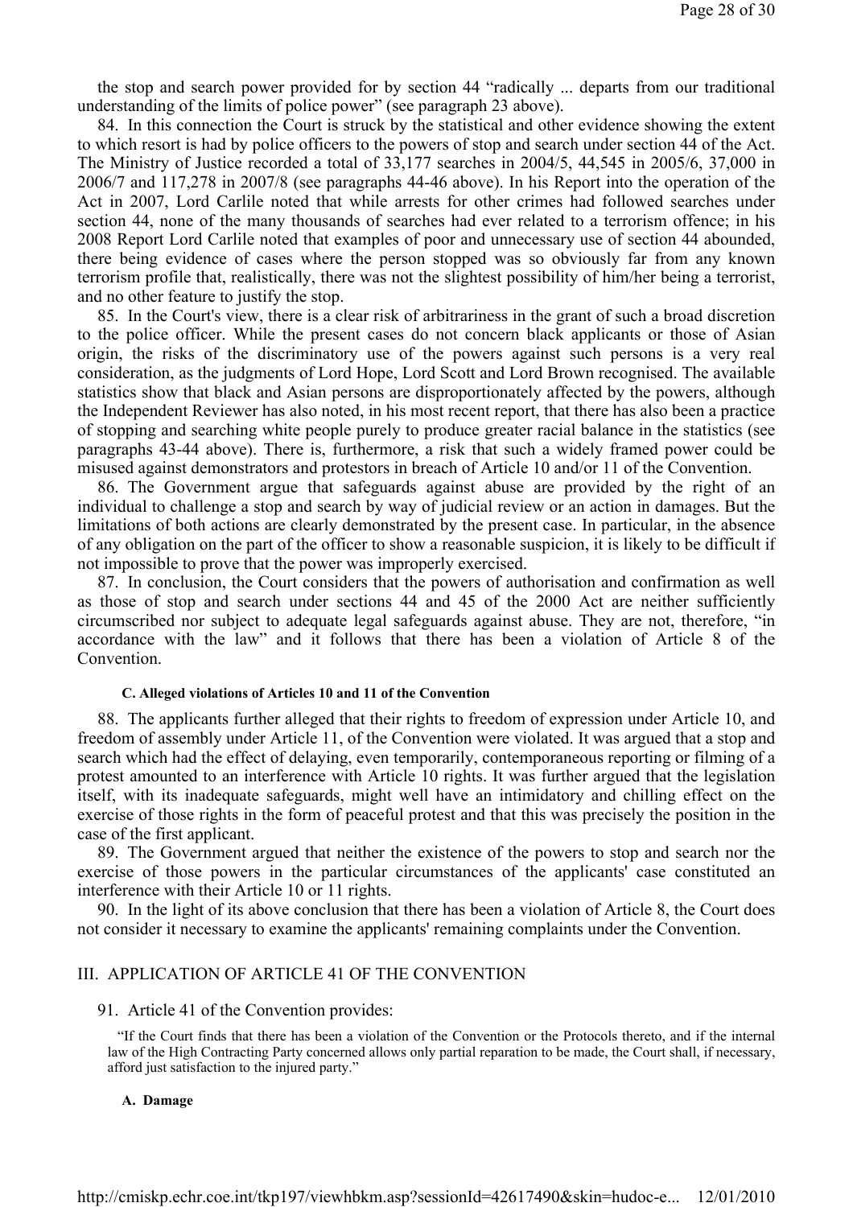the stop and search power provided for by section 44 "radically ... departs from our traditional understanding of the limits of police power" (see paragraph 23 above).

84. In this connection the Court is struck by the statistical and other evidence showing the extent to which resort is had by police officers to the powers of stop and search under section 44 of the Act. The Ministry of Justice recorded a total of 33,177 searches in 2004/5, 44,545 in 2005/6, 37,000 in 2006/7 and 117,278 in 2007/8 (see paragraphs 44-46 above). In his Report into the operation of the Act in 2007, Lord Carlile noted that while arrests for other crimes had followed searches under section 44, none of the many thousands of searches had ever related to a terrorism offence; in his 2008 Report Lord Carlile noted that examples of poor and unnecessary use of section 44 abounded, there being evidence of cases where the person stopped was so obviously far from any known terrorism profile that, realistically, there was not the slightest possibility of him/her being a terrorist, and no other feature to justify the stop.

85. In the Court's view, there is a clear risk of arbitrariness in the grant of such a broad discretion to the police officer. While the present cases do not concern black applicants or those of Asian origin, the risks of the discriminatory use of the powers against such persons is a very real consideration, as the judgments of Lord Hope, Lord Scott and Lord Brown recognised. The available statistics show that black and Asian persons are disproportionately affected by the powers, although the Independent Reviewer has also noted, in his most recent report, that there has also been a practice of stopping and searching white people purely to produce greater racial balance in the statistics (see paragraphs 43-44 above). There is, furthermore, a risk that such a widely framed power could be misused against demonstrators and protestors in breach of Article 10 and/or 11 of the Convention.

86. The Government argue that safeguards against abuse are provided by the right of an individual to challenge a stop and search by way of judicial review or an action in damages. But the limitations of both actions are clearly demonstrated by the present case. In particular, in the absence of any obligation on the part of the officer to show a reasonable suspicion, it is likely to be difficult if not impossible to prove that the power was improperly exercised.

87. In conclusion, the Court considers that the powers of authorisation and confirmation as well as those of stop and search under sections 44 and 45 of the 2000 Act are neither sufficiently circumscribed nor subject to adequate legal safeguards against abuse. They are not, therefore, "in accordance with the law" and it follows that there has been a violation of Article 8 of the Convention.

#### C. Alleged violations of Articles 10 and 11 of the Convention

88. The applicants further alleged that their rights to freedom of expression under Article 10, and freedom of assembly under Article 11, of the Convention were violated. It was argued that a stop and search which had the effect of delaying, even temporarily, contemporaneous reporting or filming of a protest amounted to an interference with Article 10 rights. It was further argued that the legislation itself, with its inadequate safeguards, might well have an intimidatory and chilling effect on the exercise of those rights in the form of peaceful protest and that this was precisely the position in the case of the first applicant.

89. The Government argued that neither the existence of the powers to stop and search nor the exercise of those powers in the particular circumstances of the applicants' case constituted an interference with their Article 10 or 11 rights.

90. In the light of its above conclusion that there has been a violation of Article 8, the Court does not consider it necessary to examine the applicants' remaining complaints under the Convention.

## III. APPLICATION OF ARTICLE 41 OF THE CONVENTION

91. Article 41 of the Convention provides:

> "If the Court finds that there has been a violation of the Convention or the Protocols thereto, and if the internal law of the High Contracting Party concerned allows only partial reparation to be made, the Court shall, if necessary, afford just satisfaction to the injured party."

#### A. Damage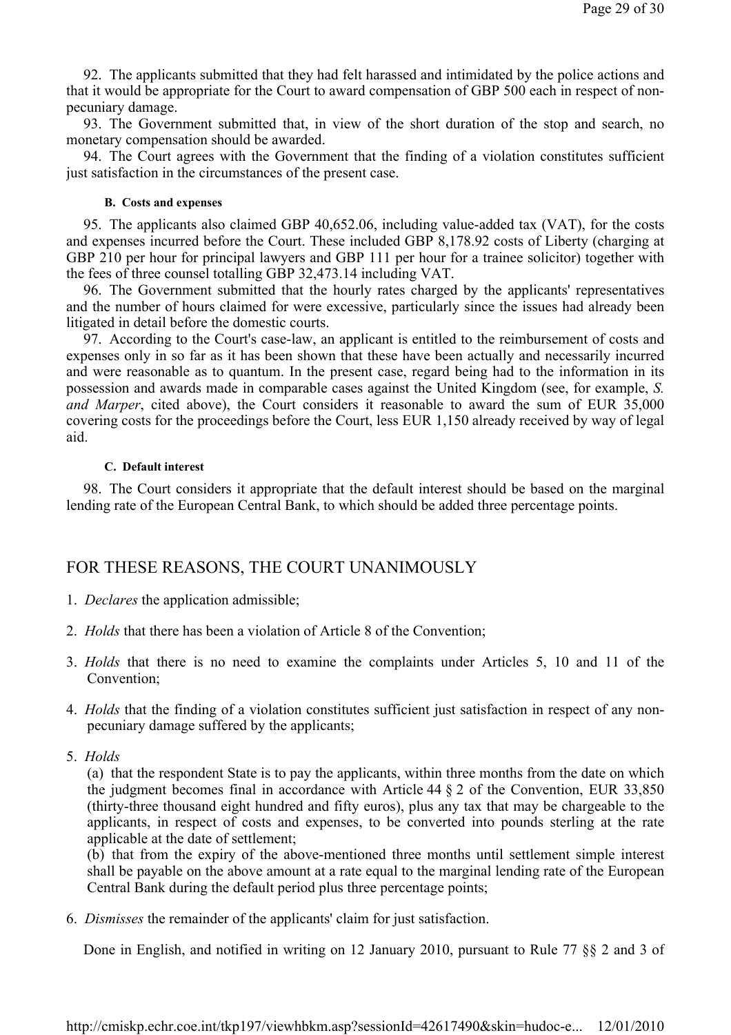92. The applicants submitted that they had felt harassed and intimidated by the police actions and that it would be appropriate for the Court to award compensation of GBP 500 each in respect of non-pecuniary damage.

93. The Government submitted that, in view of the short duration of the stop and search, no monetary compensation should be awarded.

94. The Court agrees with the Government that the finding of a violation constitutes sufficient just satisfaction in the circumstances of the present case.

#### B. Costs and expenses

95. The applicants also claimed GBP 40,652.06, including value-added tax (VAT), for the costs and expenses incurred before the Court. These included GBP 8,178.92 costs of Liberty (charging at GBP 210 per hour for principal lawyers and GBP 111 per hour for a trainee solicitor) together with the fees of three counsel totalling GBP 32,473.14 including VAT.

96. The Government submitted that the hourly rates charged by the applicants' representatives and the number of hours claimed for were excessive, particularly since the issues had already been litigated in detail before the domestic courts.

97. According to the Court's case-law, an applicant is entitled to the reimbursement of costs and expenses only in so far as it has been shown that these have been actually and necessarily incurred and were reasonable as to quantum. In the present case, regard being had to the information in its possession and awards made in comparable cases against the United Kingdom (see, for example, *S. and Marper*, cited above), the Court considers it reasonable to award the sum of EUR 35,000 covering costs for the proceedings before the Court, less EUR 1,150 already received by way of legal aid.

#### C. Default interest

98. The Court considers it appropriate that the default interest should be based on the marginal lending rate of the European Central Bank, to which should be added three percentage points.

## FOR THESE REASONS, THE COURT UNANIMOUSLY

1. *Declares* the application admissible;

2. *Holds* that there has been a violation of Article 8 of the Convention;

3. *Holds* that there is no need to examine the complaints under Articles 5, 10 and 11 of the Convention;

4. *Holds* that the finding of a violation constitutes sufficient just satisfaction in respect of any non-pecuniary damage suffered by the applicants;

5. *Holds*
   (a) that the respondent State is to pay the applicants, within three months from the date on which the judgment becomes final in accordance with Article 44 § 2 of the Convention, EUR 33,850 (thirty-three thousand eight hundred and fifty euros), plus any tax that may be chargeable to the applicants, in respect of costs and expenses, to be converted into pounds sterling at the rate applicable at the date of settlement;
   (b) that from the expiry of the above-mentioned three months until settlement simple interest shall be payable on the above amount at a rate equal to the marginal lending rate of the European Central Bank during the default period plus three percentage points;

6. *Dismisses* the remainder of the applicants' claim for just satisfaction.

Done in English, and notified in writing on 12 January 2010, pursuant to Rule 77 §§ 2 and 3 of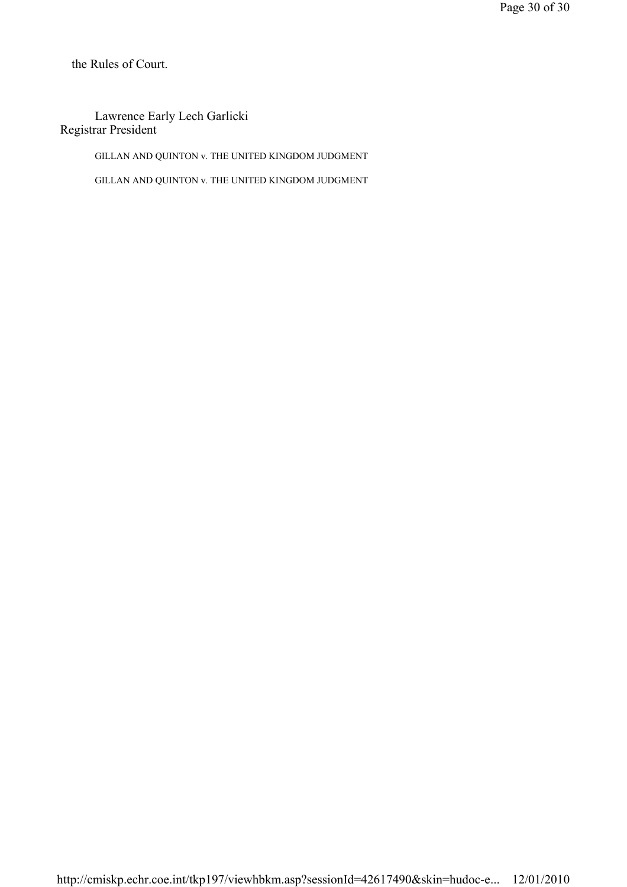the Rules of Court.

Lawrence Early Lech Garlicki
Registrar President